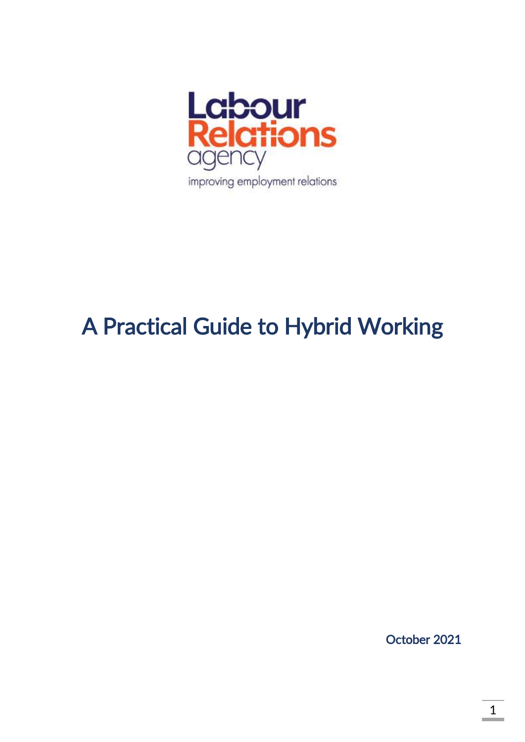Labour Relations agency

improving employment relations

# A Practical Guide to Hybrid Working

October 2021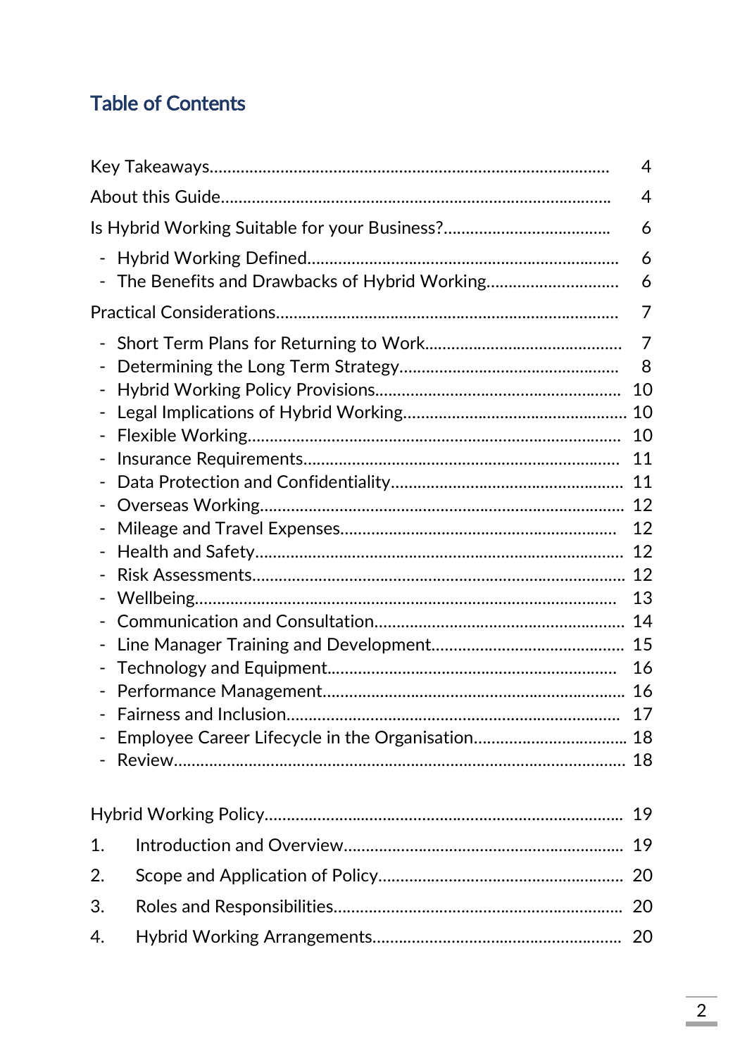## Table of Contents

Key Takeaways........................................................................................ 4

About this Guide...................................................................................... 4

Is Hybrid Working Suitable for your Business?..................................... 6

- Hybrid Working Defined...................................................................... 6
- The Benefits and Drawbacks of Hybrid Working.............................. 6

Practical Considerations............................................................................ 7

- Short Term Plans for Returning to Work............................................ 7
- Determining the Long Term Strategy.................................................. 8
- Hybrid Working Policy Provisions........................................................ 10
- Legal Implications of Hybrid Working................................................... 10
- Flexible Working..................................................................................... 10
- Insurance Requirements........................................................................ 11
- Data Protection and Confidentiality..................................................... 11
- Overseas Working.................................................................................. 12
- Mileage and Travel Expenses.............................................................. 12
- Health and Safety.................................................................................. 12
- Risk Assessments.................................................................................... 12
- Wellbeing............................................................................................... 13
- Communication and Consultation........................................................ 14
- Line Manager Training and Development............................................ 15
- Technology and Equipment.................................................................. 16
- Performance Management.................................................................... 16
- Fairness and Inclusion............................................................................ 17
- Employee Career Lifecycle in the Organisation.................................. 18
- Review...................................................................................................... 18

Hybrid Working Policy................................................................................ 19

1. Introduction and Overview................................................................ 19
2. Scope and Application of Policy........................................................ 20
3. Roles and Responsibilities................................................................. 20
4. Hybrid Working Arrangements........................................................ 20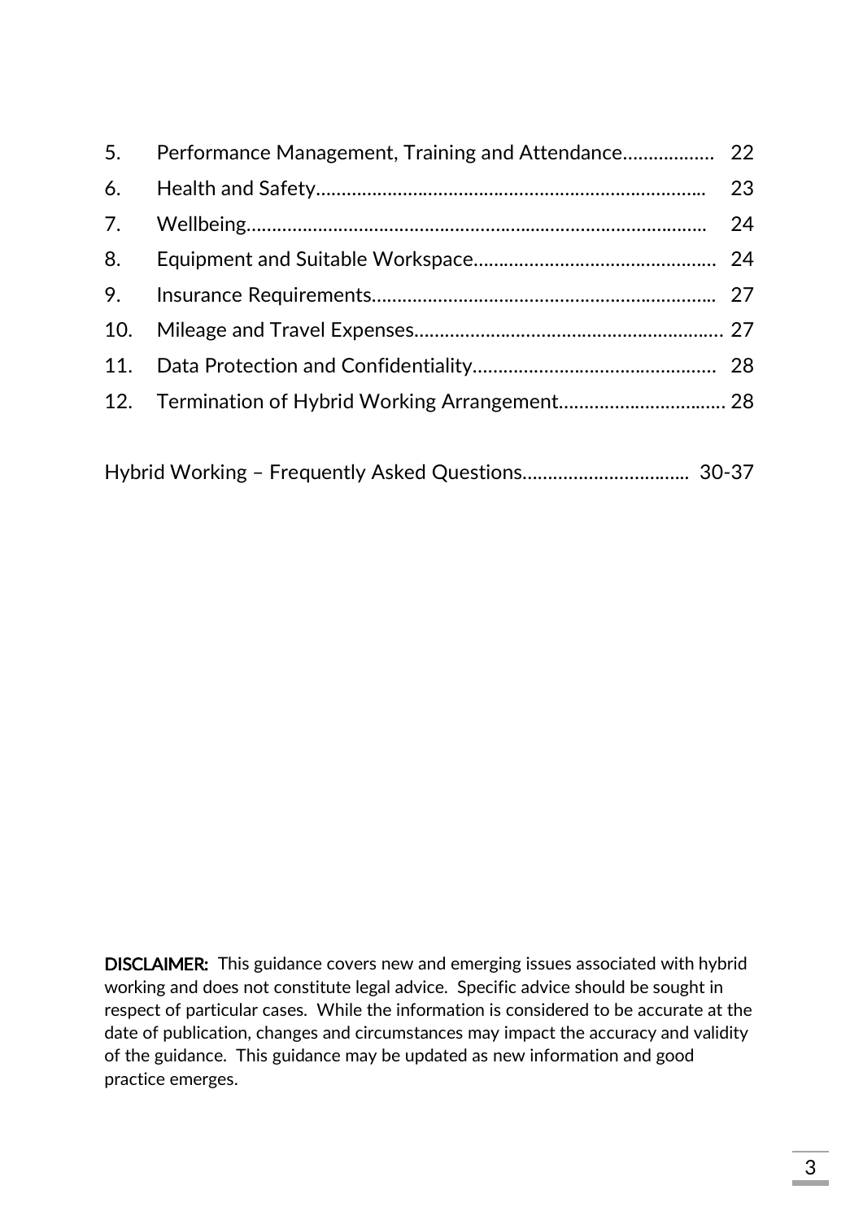| | | |
|---|---|---|
| 5. | Performance Management, Training and Attendance | 22 |
| 6. | Health and Safety | 23 |
| 7. | Wellbeing | 24 |
| 8. | Equipment and Suitable Workspace | 24 |
| 9. | Insurance Requirements | 27 |
| 10. | Mileage and Travel Expenses | 27 |
| 11. | Data Protection and Confidentiality | 28 |
| 12. | Termination of Hybrid Working Arrangement | 28 |

Hybrid Working – Frequently Asked Questions .................................. 30-37

**DISCLAIMER:** This guidance covers new and emerging issues associated with hybrid working and does not constitute legal advice. Specific advice should be sought in respect of particular cases. While the information is considered to be accurate at the date of publication, changes and circumstances may impact the accuracy and validity of the guidance. This guidance may be updated as new information and good practice emerges.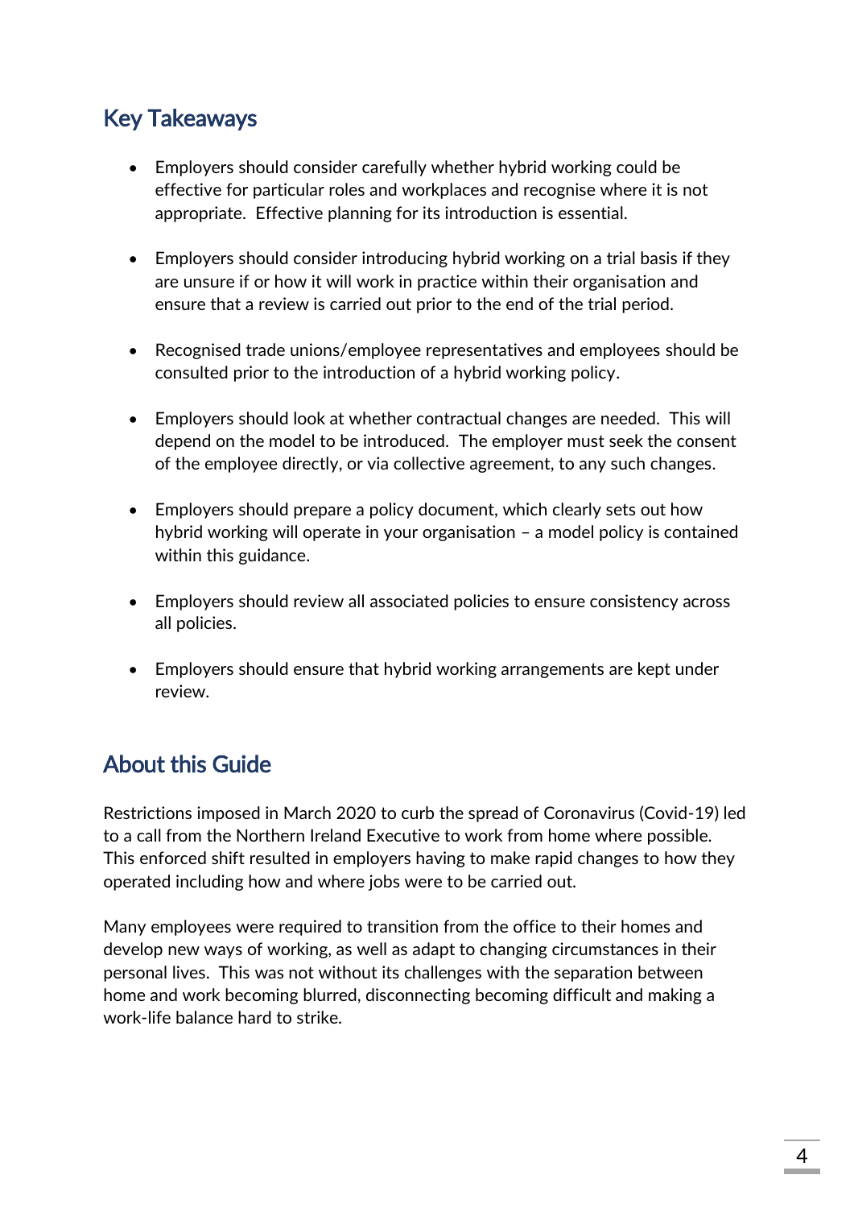## Key Takeaways

- Employers should consider carefully whether hybrid working could be effective for particular roles and workplaces and recognise where it is not appropriate. Effective planning for its introduction is essential.
- Employers should consider introducing hybrid working on a trial basis if they are unsure if or how it will work in practice within their organisation and ensure that a review is carried out prior to the end of the trial period.
- Recognised trade unions/employee representatives and employees should be consulted prior to the introduction of a hybrid working policy.
- Employers should look at whether contractual changes are needed. This will depend on the model to be introduced. The employer must seek the consent of the employee directly, or via collective agreement, to any such changes.
- Employers should prepare a policy document, which clearly sets out how hybrid working will operate in your organisation – a model policy is contained within this guidance.
- Employers should review all associated policies to ensure consistency across all policies.
- Employers should ensure that hybrid working arrangements are kept under review.

## About this Guide

Restrictions imposed in March 2020 to curb the spread of Coronavirus (Covid-19) led to a call from the Northern Ireland Executive to work from home where possible. This enforced shift resulted in employers having to make rapid changes to how they operated including how and where jobs were to be carried out.

Many employees were required to transition from the office to their homes and develop new ways of working, as well as adapt to changing circumstances in their personal lives. This was not without its challenges with the separation between home and work becoming blurred, disconnecting becoming difficult and making a work-life balance hard to strike.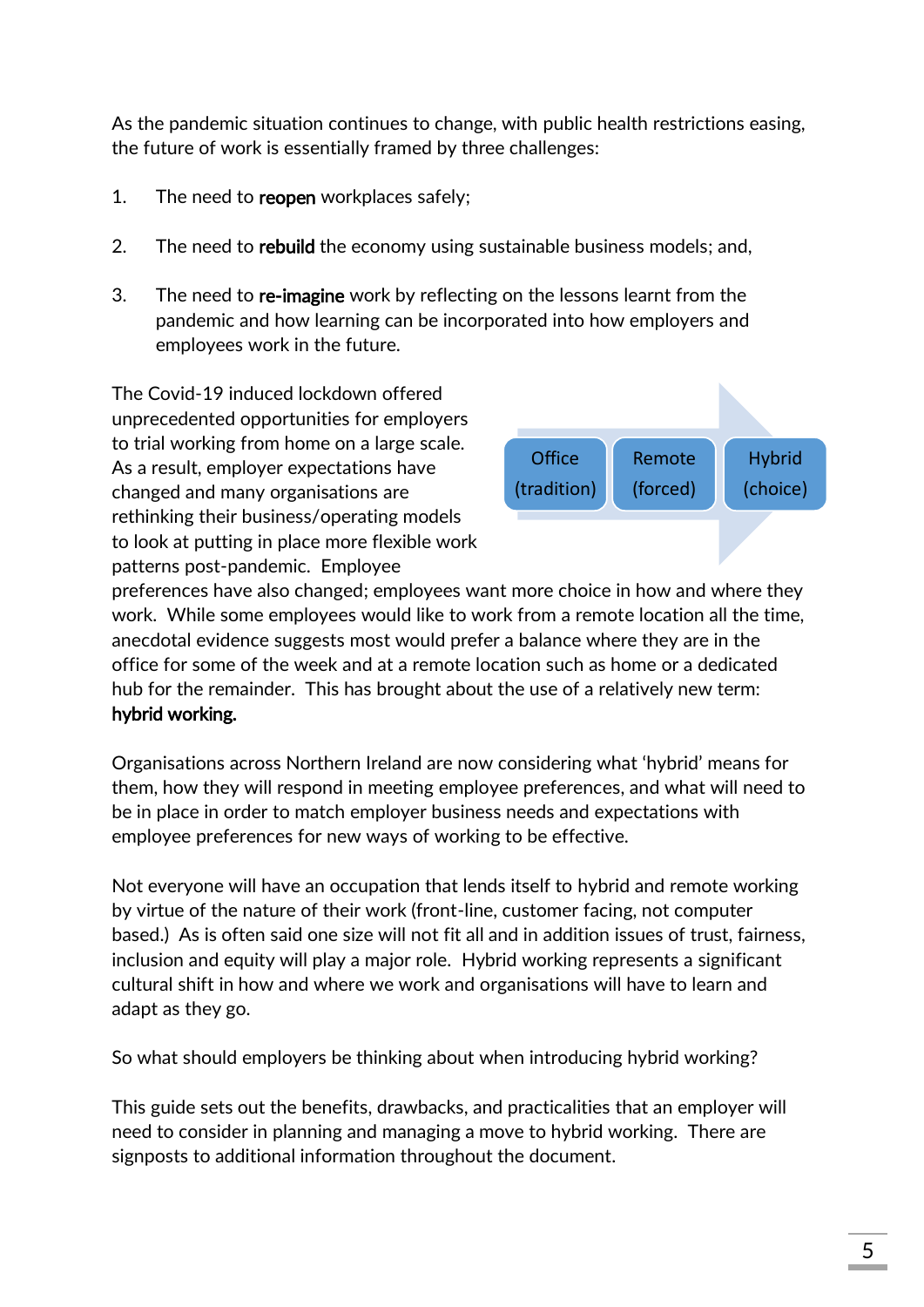As the pandemic situation continues to change, with public health restrictions easing, the future of work is essentially framed by three challenges:

1. The need to **reopen** workplaces safely;

2. The need to **rebuild** the economy using sustainable business models; and,

3. The need to **re-imagine** work by reflecting on the lessons learnt from the pandemic and how learning can be incorporated into how employers and employees work in the future.

Office (tradition) → Remote (forced) → Hybrid (choice)

The Covid-19 induced lockdown offered unprecedented opportunities for employers to trial working from home on a large scale. As a result, employer expectations have changed and many organisations are rethinking their business/operating models to look at putting in place more flexible work patterns post-pandemic. Employee preferences have also changed; employees want more choice in how and where they work. While some employees would like to work from a remote location all the time, anecdotal evidence suggests most would prefer a balance where they are in the office for some of the week and at a remote location such as home or a dedicated hub for the remainder. This has brought about the use of a relatively new term: **hybrid working.**

Organisations across Northern Ireland are now considering what 'hybrid' means for them, how they will respond in meeting employee preferences, and what will need to be in place in order to match employer business needs and expectations with employee preferences for new ways of working to be effective.

Not everyone will have an occupation that lends itself to hybrid and remote working by virtue of the nature of their work (front-line, customer facing, not computer based.) As is often said one size will not fit all and in addition issues of trust, fairness, inclusion and equity will play a major role. Hybrid working represents a significant cultural shift in how and where we work and organisations will have to learn and adapt as they go.

So what should employers be thinking about when introducing hybrid working?

This guide sets out the benefits, drawbacks, and practicalities that an employer will need to consider in planning and managing a move to hybrid working. There are signposts to additional information throughout the document.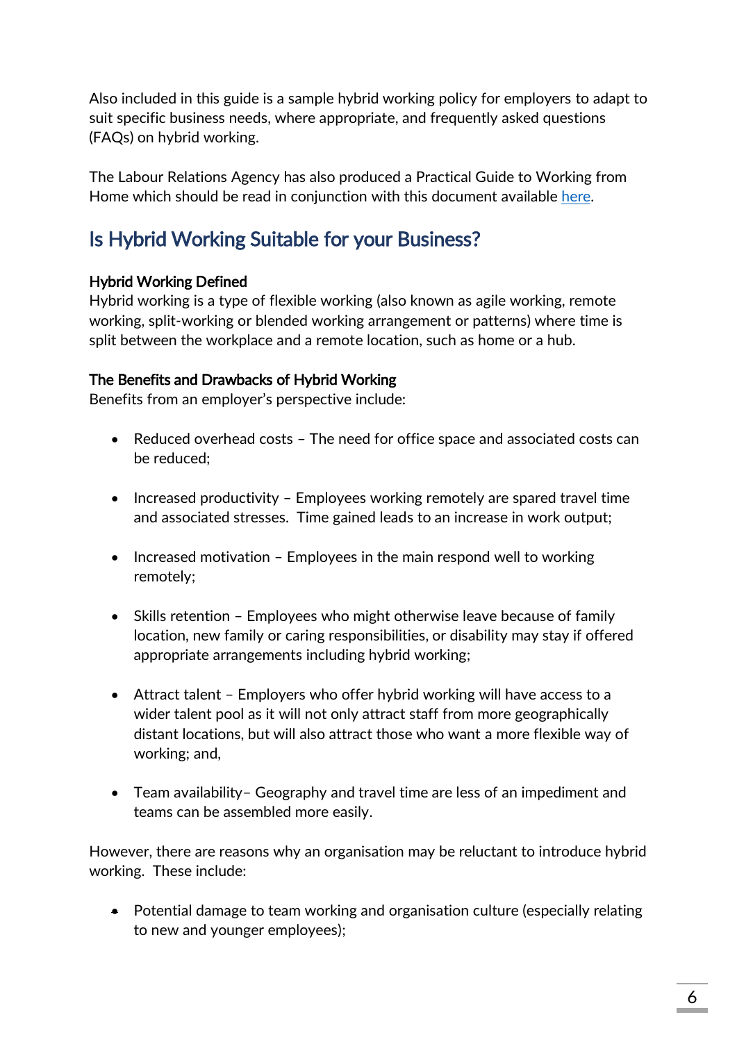Also included in this guide is a sample hybrid working policy for employers to adapt to suit specific business needs, where appropriate, and frequently asked questions (FAQs) on hybrid working.

The Labour Relations Agency has also produced a Practical Guide to Working from Home which should be read in conjunction with this document available here.

## Is Hybrid Working Suitable for your Business?

### Hybrid Working Defined

Hybrid working is a type of flexible working (also known as agile working, remote working, split-working or blended working arrangement or patterns) where time is split between the workplace and a remote location, such as home or a hub.

### The Benefits and Drawbacks of Hybrid Working

Benefits from an employer's perspective include:

- Reduced overhead costs – The need for office space and associated costs can be reduced;
- Increased productivity – Employees working remotely are spared travel time and associated stresses. Time gained leads to an increase in work output;
- Increased motivation – Employees in the main respond well to working remotely;
- Skills retention – Employees who might otherwise leave because of family location, new family or caring responsibilities, or disability may stay if offered appropriate arrangements including hybrid working;
- Attract talent – Employers who offer hybrid working will have access to a wider talent pool as it will not only attract staff from more geographically distant locations, but will also attract those who want a more flexible way of working; and,
- Team availability– Geography and travel time are less of an impediment and teams can be assembled more easily.

However, there are reasons why an organisation may be reluctant to introduce hybrid working. These include:

- Potential damage to team working and organisation culture (especially relating to new and younger employees);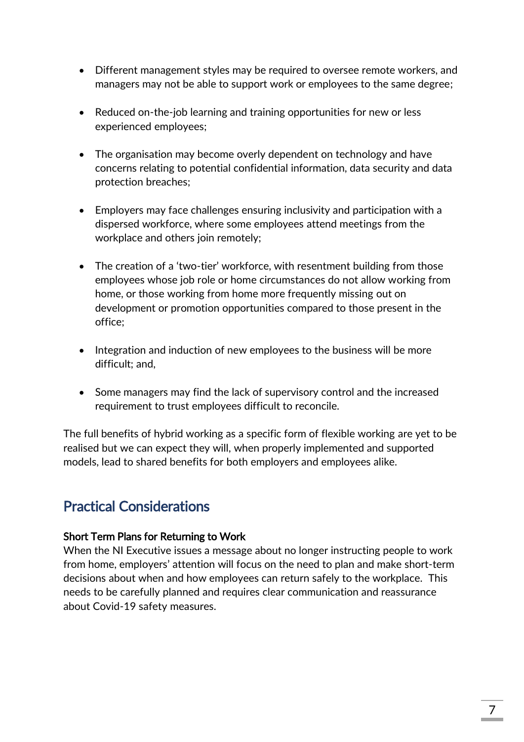- Different management styles may be required to oversee remote workers, and managers may not be able to support work or employees to the same degree;

- Reduced on-the-job learning and training opportunities for new or less experienced employees;

- The organisation may become overly dependent on technology and have concerns relating to potential confidential information, data security and data protection breaches;

- Employers may face challenges ensuring inclusivity and participation with a dispersed workforce, where some employees attend meetings from the workplace and others join remotely;

- The creation of a 'two-tier' workforce, with resentment building from those employees whose job role or home circumstances do not allow working from home, or those working from home more frequently missing out on development or promotion opportunities compared to those present in the office;

- Integration and induction of new employees to the business will be more difficult; and,

- Some managers may find the lack of supervisory control and the increased requirement to trust employees difficult to reconcile.

The full benefits of hybrid working as a specific form of flexible working are yet to be realised but we can expect they will, when properly implemented and supported models, lead to shared benefits for both employers and employees alike.

## Practical Considerations

### Short Term Plans for Returning to Work

When the NI Executive issues a message about no longer instructing people to work from home, employers' attention will focus on the need to plan and make short-term decisions about when and how employees can return safely to the workplace. This needs to be carefully planned and requires clear communication and reassurance about Covid-19 safety measures.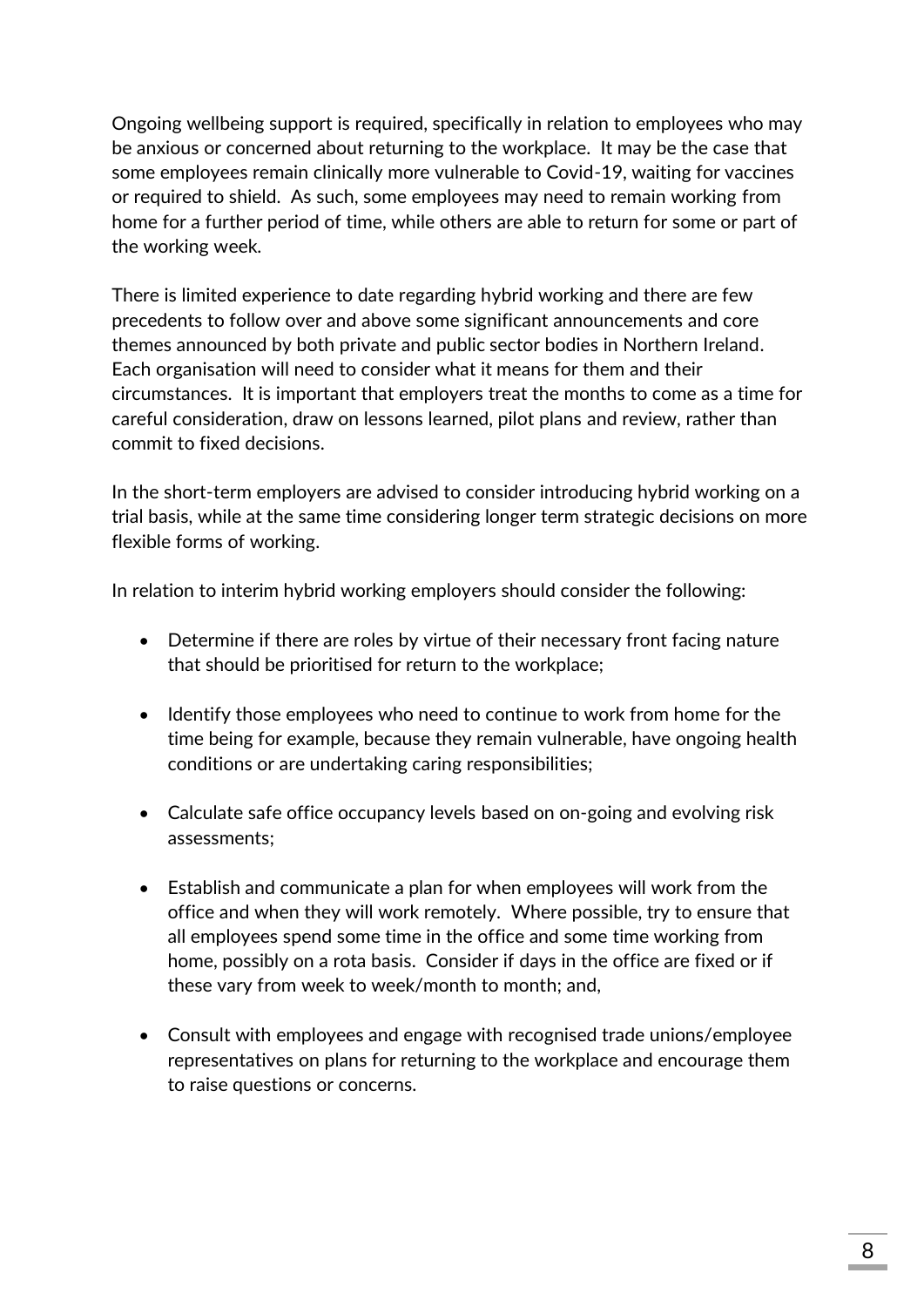Ongoing wellbeing support is required, specifically in relation to employees who may be anxious or concerned about returning to the workplace. It may be the case that some employees remain clinically more vulnerable to Covid-19, waiting for vaccines or required to shield. As such, some employees may need to remain working from home for a further period of time, while others are able to return for some or part of the working week.

There is limited experience to date regarding hybrid working and there are few precedents to follow over and above some significant announcements and core themes announced by both private and public sector bodies in Northern Ireland. Each organisation will need to consider what it means for them and their circumstances. It is important that employers treat the months to come as a time for careful consideration, draw on lessons learned, pilot plans and review, rather than commit to fixed decisions.

In the short-term employers are advised to consider introducing hybrid working on a trial basis, while at the same time considering longer term strategic decisions on more flexible forms of working.

In relation to interim hybrid working employers should consider the following:

- Determine if there are roles by virtue of their necessary front facing nature that should be prioritised for return to the workplace;

- Identify those employees who need to continue to work from home for the time being for example, because they remain vulnerable, have ongoing health conditions or are undertaking caring responsibilities;

- Calculate safe office occupancy levels based on on-going and evolving risk assessments;

- Establish and communicate a plan for when employees will work from the office and when they will work remotely. Where possible, try to ensure that all employees spend some time in the office and some time working from home, possibly on a rota basis. Consider if days in the office are fixed or if these vary from week to week/month to month; and,

- Consult with employees and engage with recognised trade unions/employee representatives on plans for returning to the workplace and encourage them to raise questions or concerns.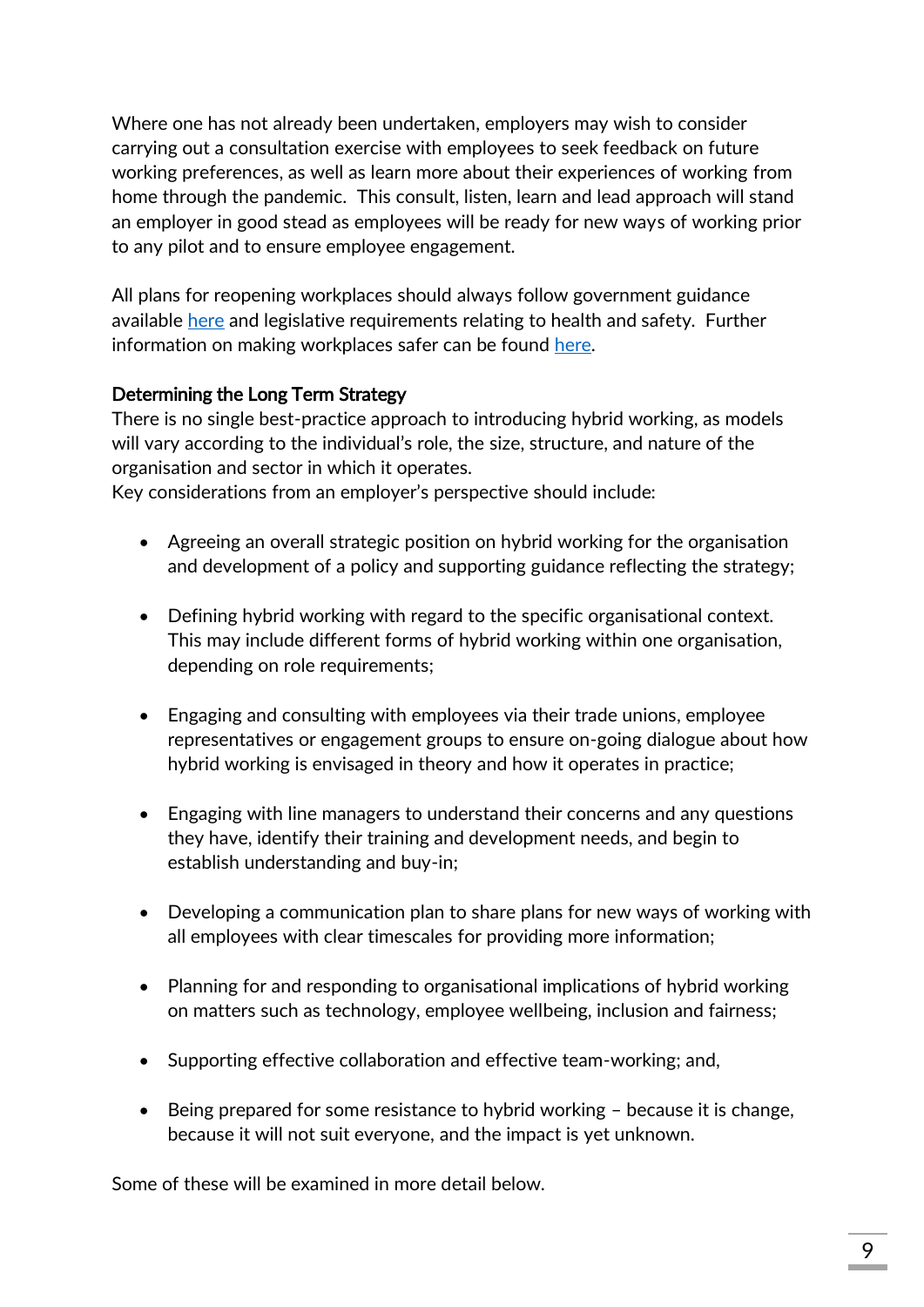Where one has not already been undertaken, employers may wish to consider carrying out a consultation exercise with employees to seek feedback on future working preferences, as well as learn more about their experiences of working from home through the pandemic. This consult, listen, learn and lead approach will stand an employer in good stead as employees will be ready for new ways of working prior to any pilot and to ensure employee engagement.

All plans for reopening workplaces should always follow government guidance available here and legislative requirements relating to health and safety. Further information on making workplaces safer can be found here.

### Determining the Long Term Strategy

There is no single best-practice approach to introducing hybrid working, as models will vary according to the individual's role, the size, structure, and nature of the organisation and sector in which it operates.
Key considerations from an employer's perspective should include:

- Agreeing an overall strategic position on hybrid working for the organisation and development of a policy and supporting guidance reflecting the strategy;
- Defining hybrid working with regard to the specific organisational context. This may include different forms of hybrid working within one organisation, depending on role requirements;
- Engaging and consulting with employees via their trade unions, employee representatives or engagement groups to ensure on-going dialogue about how hybrid working is envisaged in theory and how it operates in practice;
- Engaging with line managers to understand their concerns and any questions they have, identify their training and development needs, and begin to establish understanding and buy-in;
- Developing a communication plan to share plans for new ways of working with all employees with clear timescales for providing more information;
- Planning for and responding to organisational implications of hybrid working on matters such as technology, employee wellbeing, inclusion and fairness;
- Supporting effective collaboration and effective team-working; and,
- Being prepared for some resistance to hybrid working – because it is change, because it will not suit everyone, and the impact is yet unknown.

Some of these will be examined in more detail below.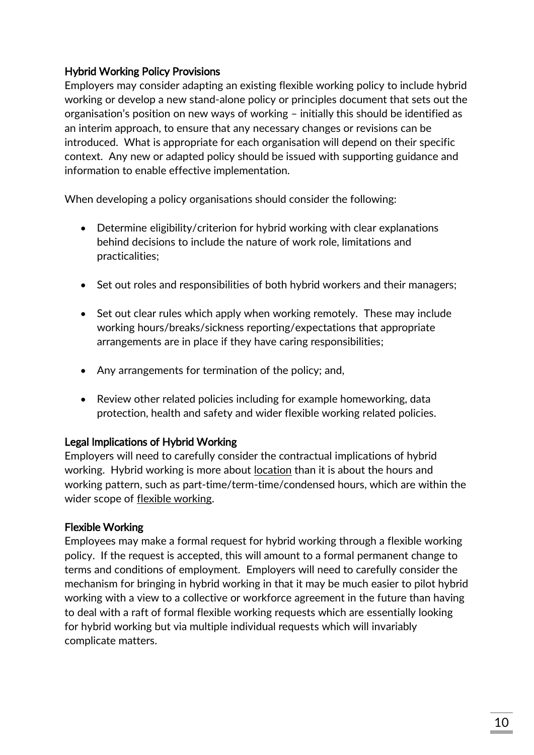### Hybrid Working Policy Provisions

Employers may consider adapting an existing flexible working policy to include hybrid working or develop a new stand-alone policy or principles document that sets out the organisation's position on new ways of working – initially this should be identified as an interim approach, to ensure that any necessary changes or revisions can be introduced. What is appropriate for each organisation will depend on their specific context. Any new or adapted policy should be issued with supporting guidance and information to enable effective implementation.

When developing a policy organisations should consider the following:

- Determine eligibility/criterion for hybrid working with clear explanations behind decisions to include the nature of work role, limitations and practicalities;
- Set out roles and responsibilities of both hybrid workers and their managers;
- Set out clear rules which apply when working remotely. These may include working hours/breaks/sickness reporting/expectations that appropriate arrangements are in place if they have caring responsibilities;
- Any arrangements for termination of the policy; and,
- Review other related policies including for example homeworking, data protection, health and safety and wider flexible working related policies.

### Legal Implications of Hybrid Working

Employers will need to carefully consider the contractual implications of hybrid working. Hybrid working is more about location than it is about the hours and working pattern, such as part-time/term-time/condensed hours, which are within the wider scope of flexible working.

### Flexible Working

Employees may make a formal request for hybrid working through a flexible working policy. If the request is accepted, this will amount to a formal permanent change to terms and conditions of employment. Employers will need to carefully consider the mechanism for bringing in hybrid working in that it may be much easier to pilot hybrid working with a view to a collective or workforce agreement in the future than having to deal with a raft of formal flexible working requests which are essentially looking for hybrid working but via multiple individual requests which will invariably complicate matters.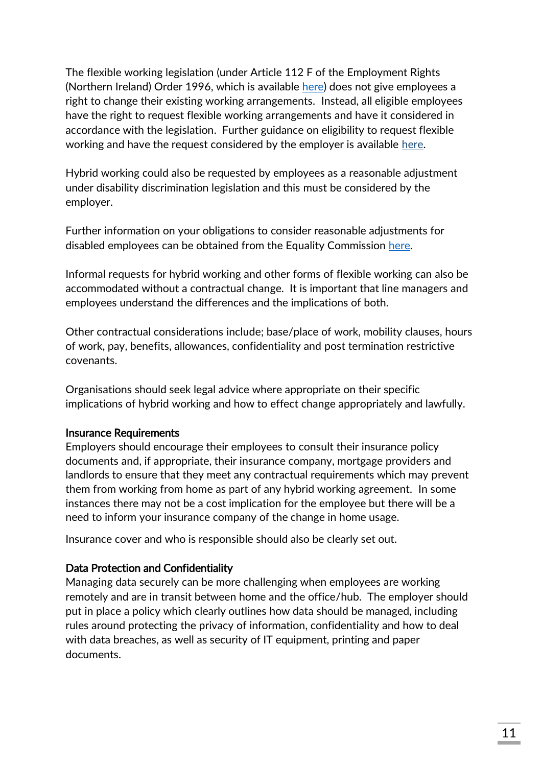The flexible working legislation (under Article 112 F of the Employment Rights (Northern Ireland) Order 1996, which is available here) does not give employees a right to change their existing working arrangements. Instead, all eligible employees have the right to request flexible working arrangements and have it considered in accordance with the legislation. Further guidance on eligibility to request flexible working and have the request considered by the employer is available here.

Hybrid working could also be requested by employees as a reasonable adjustment under disability discrimination legislation and this must be considered by the employer.

Further information on your obligations to consider reasonable adjustments for disabled employees can be obtained from the Equality Commission here.

Informal requests for hybrid working and other forms of flexible working can also be accommodated without a contractual change. It is important that line managers and employees understand the differences and the implications of both.

Other contractual considerations include; base/place of work, mobility clauses, hours of work, pay, benefits, allowances, confidentiality and post termination restrictive covenants.

Organisations should seek legal advice where appropriate on their specific implications of hybrid working and how to effect change appropriately and lawfully.

**Insurance Requirements**

Employers should encourage their employees to consult their insurance policy documents and, if appropriate, their insurance company, mortgage providers and landlords to ensure that they meet any contractual requirements which may prevent them from working from home as part of any hybrid working agreement. In some instances there may not be a cost implication for the employee but there will be a need to inform your insurance company of the change in home usage.

Insurance cover and who is responsible should also be clearly set out.

**Data Protection and Confidentiality**

Managing data securely can be more challenging when employees are working remotely and are in transit between home and the office/hub. The employer should put in place a policy which clearly outlines how data should be managed, including rules around protecting the privacy of information, confidentiality and how to deal with data breaches, as well as security of IT equipment, printing and paper documents.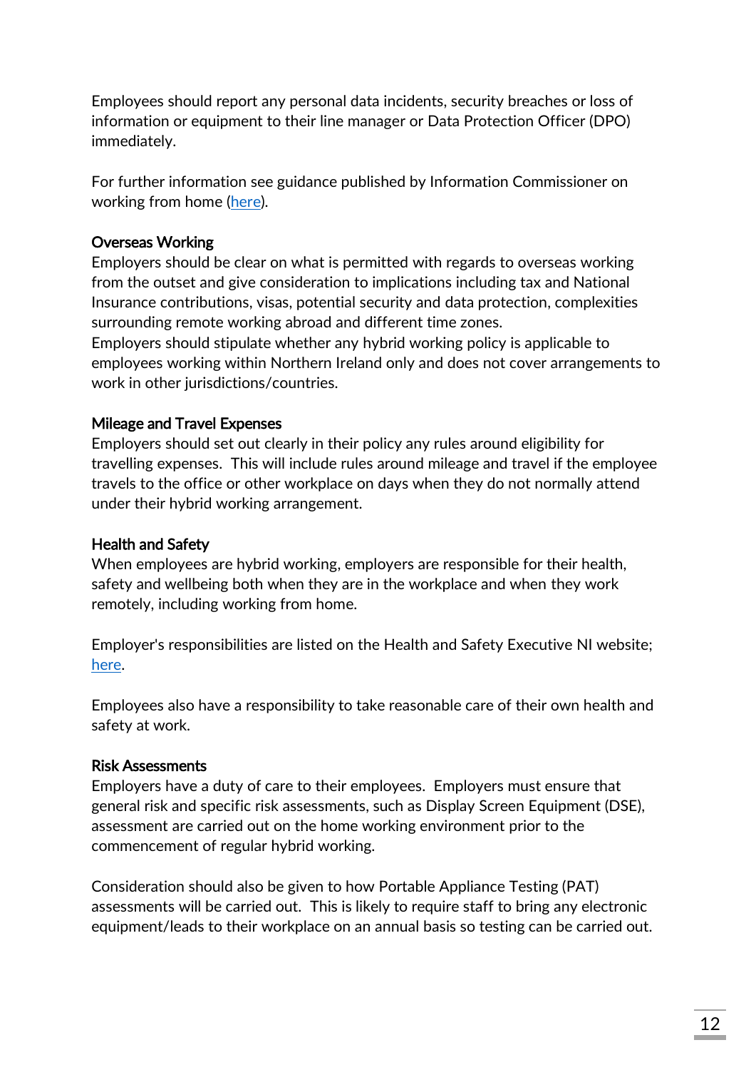Employees should report any personal data incidents, security breaches or loss of information or equipment to their line manager or Data Protection Officer (DPO) immediately.

For further information see guidance published by Information Commissioner on working from home (here).

**Overseas Working**

Employers should be clear on what is permitted with regards to overseas working from the outset and give consideration to implications including tax and National Insurance contributions, visas, potential security and data protection, complexities surrounding remote working abroad and different time zones.

Employers should stipulate whether any hybrid working policy is applicable to employees working within Northern Ireland only and does not cover arrangements to work in other jurisdictions/countries.

**Mileage and Travel Expenses**

Employers should set out clearly in their policy any rules around eligibility for travelling expenses. This will include rules around mileage and travel if the employee travels to the office or other workplace on days when they do not normally attend under their hybrid working arrangement.

**Health and Safety**

When employees are hybrid working, employers are responsible for their health, safety and wellbeing both when they are in the workplace and when they work remotely, including working from home.

Employer's responsibilities are listed on the Health and Safety Executive NI website; here.

Employees also have a responsibility to take reasonable care of their own health and safety at work.

**Risk Assessments**

Employers have a duty of care to their employees. Employers must ensure that general risk and specific risk assessments, such as Display Screen Equipment (DSE), assessment are carried out on the home working environment prior to the commencement of regular hybrid working.

Consideration should also be given to how Portable Appliance Testing (PAT) assessments will be carried out. This is likely to require staff to bring any electronic equipment/leads to their workplace on an annual basis so testing can be carried out.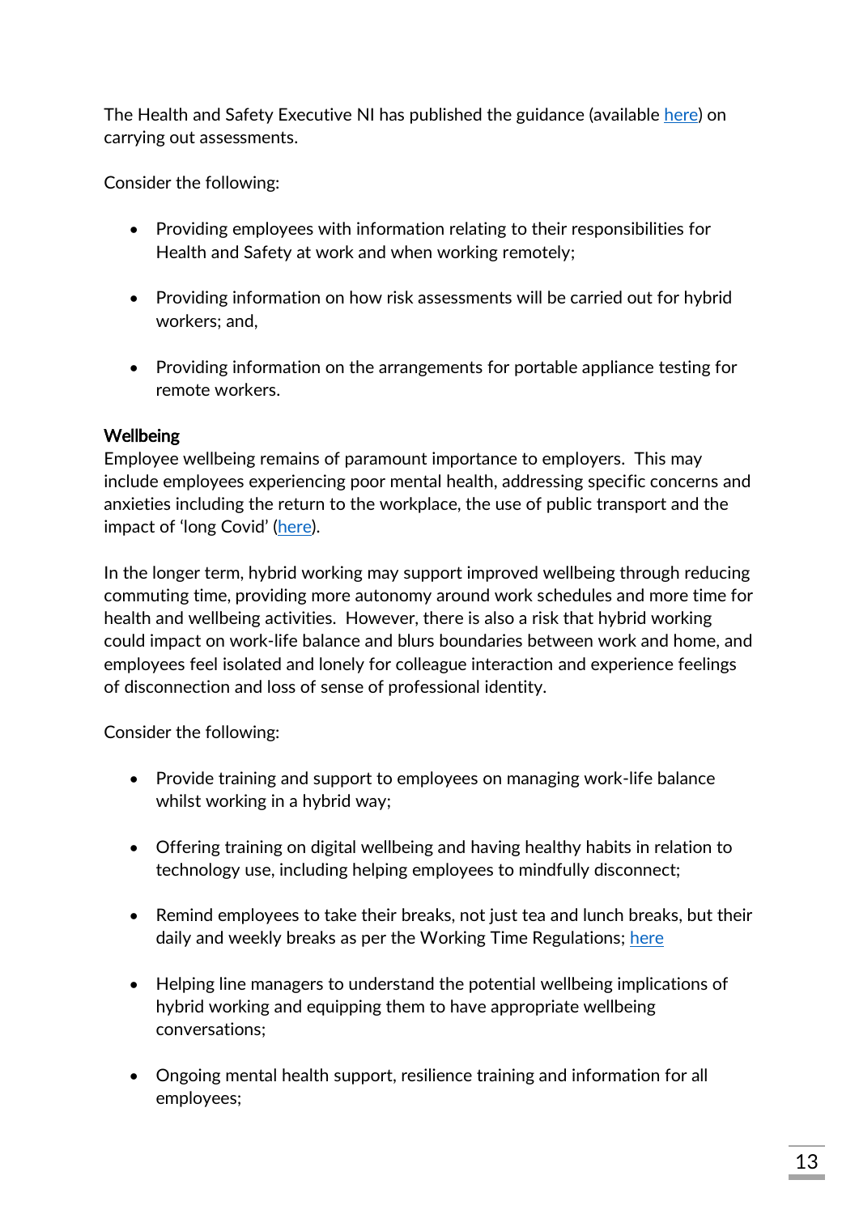The Health and Safety Executive NI has published the guidance (available here) on carrying out assessments.

Consider the following:

- Providing employees with information relating to their responsibilities for Health and Safety at work and when working remotely;
- Providing information on how risk assessments will be carried out for hybrid workers; and,
- Providing information on the arrangements for portable appliance testing for remote workers.

**Wellbeing**

Employee wellbeing remains of paramount importance to employers. This may include employees experiencing poor mental health, addressing specific concerns and anxieties including the return to the workplace, the use of public transport and the impact of 'long Covid' (here).

In the longer term, hybrid working may support improved wellbeing through reducing commuting time, providing more autonomy around work schedules and more time for health and wellbeing activities. However, there is also a risk that hybrid working could impact on work-life balance and blurs boundaries between work and home, and employees feel isolated and lonely for colleague interaction and experience feelings of disconnection and loss of sense of professional identity.

Consider the following:

- Provide training and support to employees on managing work-life balance whilst working in a hybrid way;
- Offering training on digital wellbeing and having healthy habits in relation to technology use, including helping employees to mindfully disconnect;
- Remind employees to take their breaks, not just tea and lunch breaks, but their daily and weekly breaks as per the Working Time Regulations; here
- Helping line managers to understand the potential wellbeing implications of hybrid working and equipping them to have appropriate wellbeing conversations;
- Ongoing mental health support, resilience training and information for all employees;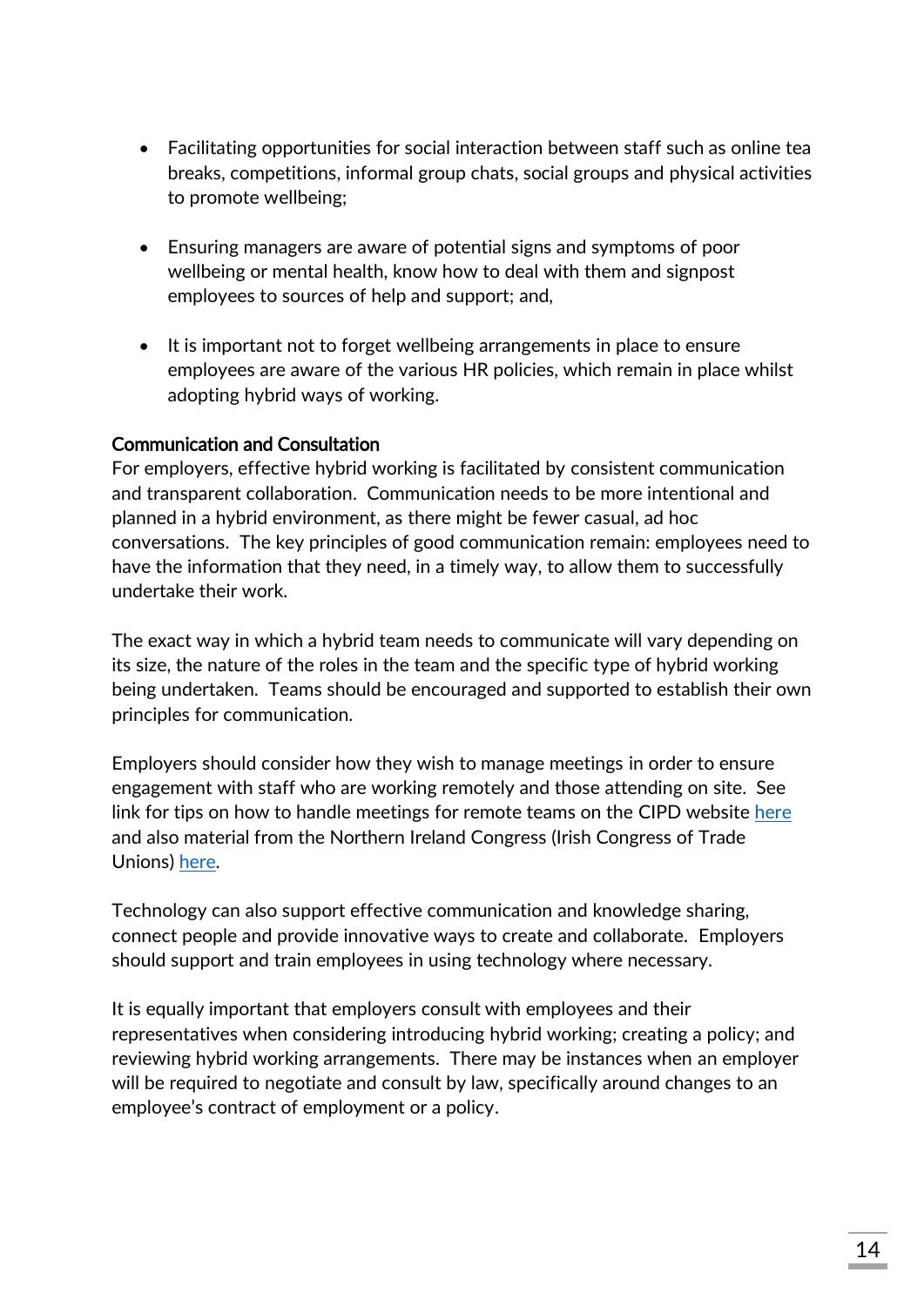- Facilitating opportunities for social interaction between staff such as online tea breaks, competitions, informal group chats, social groups and physical activities to promote wellbeing;

- Ensuring managers are aware of potential signs and symptoms of poor wellbeing or mental health, know how to deal with them and signpost employees to sources of help and support; and,

- It is important not to forget wellbeing arrangements in place to ensure employees are aware of the various HR policies, which remain in place whilst adopting hybrid ways of working.

**Communication and Consultation**

For employers, effective hybrid working is facilitated by consistent communication and transparent collaboration. Communication needs to be more intentional and planned in a hybrid environment, as there might be fewer casual, ad hoc conversations. The key principles of good communication remain: employees need to have the information that they need, in a timely way, to allow them to successfully undertake their work.

The exact way in which a hybrid team needs to communicate will vary depending on its size, the nature of the roles in the team and the specific type of hybrid working being undertaken. Teams should be encouraged and supported to establish their own principles for communication.

Employers should consider how they wish to manage meetings in order to ensure engagement with staff who are working remotely and those attending on site. See link for tips on how to handle meetings for remote teams on the CIPD website here and also material from the Northern Ireland Congress (Irish Congress of Trade Unions) here.

Technology can also support effective communication and knowledge sharing, connect people and provide innovative ways to create and collaborate. Employers should support and train employees in using technology where necessary.

It is equally important that employers consult with employees and their representatives when considering introducing hybrid working; creating a policy; and reviewing hybrid working arrangements. There may be instances when an employer will be required to negotiate and consult by law, specifically around changes to an employee's contract of employment or a policy.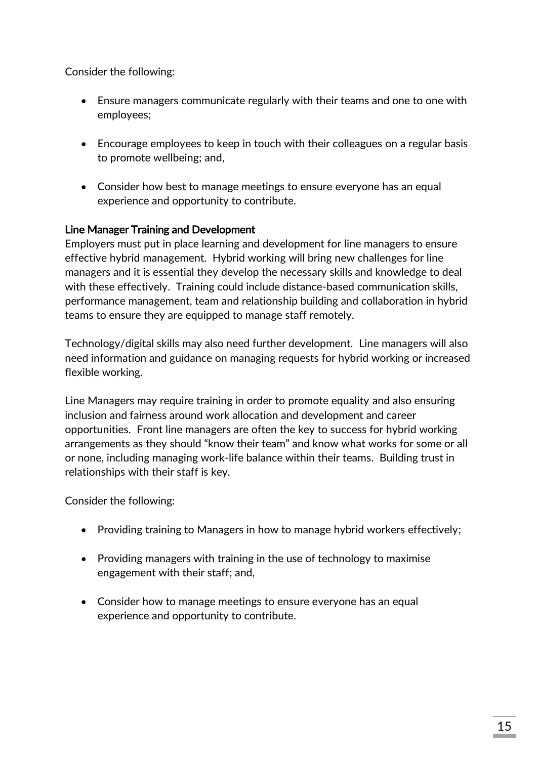Consider the following:

- Ensure managers communicate regularly with their teams and one to one with employees;
- Encourage employees to keep in touch with their colleagues on a regular basis to promote wellbeing; and,
- Consider how best to manage meetings to ensure everyone has an equal experience and opportunity to contribute.

### Line Manager Training and Development

Employers must put in place learning and development for line managers to ensure effective hybrid management. Hybrid working will bring new challenges for line managers and it is essential they develop the necessary skills and knowledge to deal with these effectively. Training could include distance-based communication skills, performance management, team and relationship building and collaboration in hybrid teams to ensure they are equipped to manage staff remotely.

Technology/digital skills may also need further development. Line managers will also need information and guidance on managing requests for hybrid working or increased flexible working.

Line Managers may require training in order to promote equality and also ensuring inclusion and fairness around work allocation and development and career opportunities. Front line managers are often the key to success for hybrid working arrangements as they should "know their team" and know what works for some or all or none, including managing work-life balance within their teams. Building trust in relationships with their staff is key.

Consider the following:

- Providing training to Managers in how to manage hybrid workers effectively;
- Providing managers with training in the use of technology to maximise engagement with their staff; and,
- Consider how to manage meetings to ensure everyone has an equal experience and opportunity to contribute.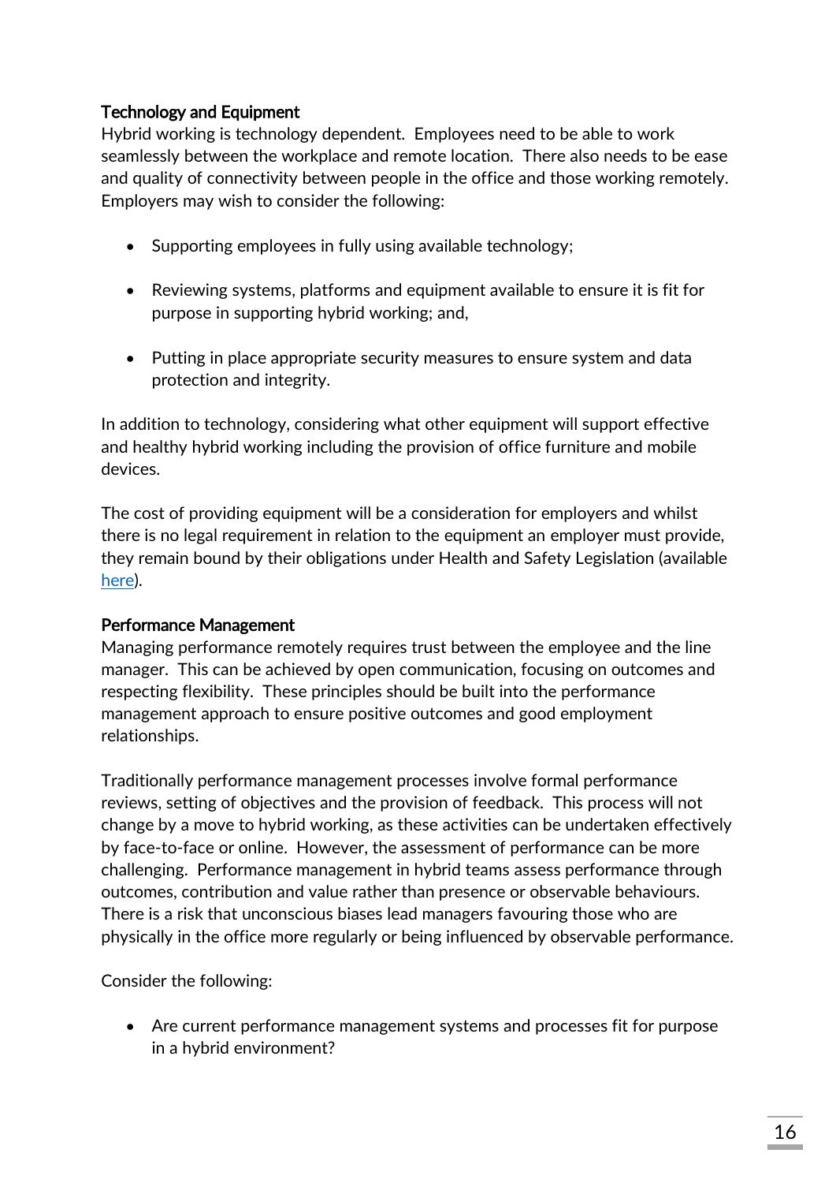**Technology and Equipment**

Hybrid working is technology dependent. Employees need to be able to work seamlessly between the workplace and remote location. There also needs to be ease and quality of connectivity between people in the office and those working remotely. Employers may wish to consider the following:

- Supporting employees in fully using available technology;
- Reviewing systems, platforms and equipment available to ensure it is fit for purpose in supporting hybrid working; and,
- Putting in place appropriate security measures to ensure system and data protection and integrity.

In addition to technology, considering what other equipment will support effective and healthy hybrid working including the provision of office furniture and mobile devices.

The cost of providing equipment will be a consideration for employers and whilst there is no legal requirement in relation to the equipment an employer must provide, they remain bound by their obligations under Health and Safety Legislation (available [here](here)).

**Performance Management**

Managing performance remotely requires trust between the employee and the line manager. This can be achieved by open communication, focusing on outcomes and respecting flexibility. These principles should be built into the performance management approach to ensure positive outcomes and good employment relationships.

Traditionally performance management processes involve formal performance reviews, setting of objectives and the provision of feedback. This process will not change by a move to hybrid working, as these activities can be undertaken effectively by face-to-face or online. However, the assessment of performance can be more challenging. Performance management in hybrid teams assess performance through outcomes, contribution and value rather than presence or observable behaviours. There is a risk that unconscious biases lead managers favouring those who are physically in the office more regularly or being influenced by observable performance.

Consider the following:

- Are current performance management systems and processes fit for purpose in a hybrid environment?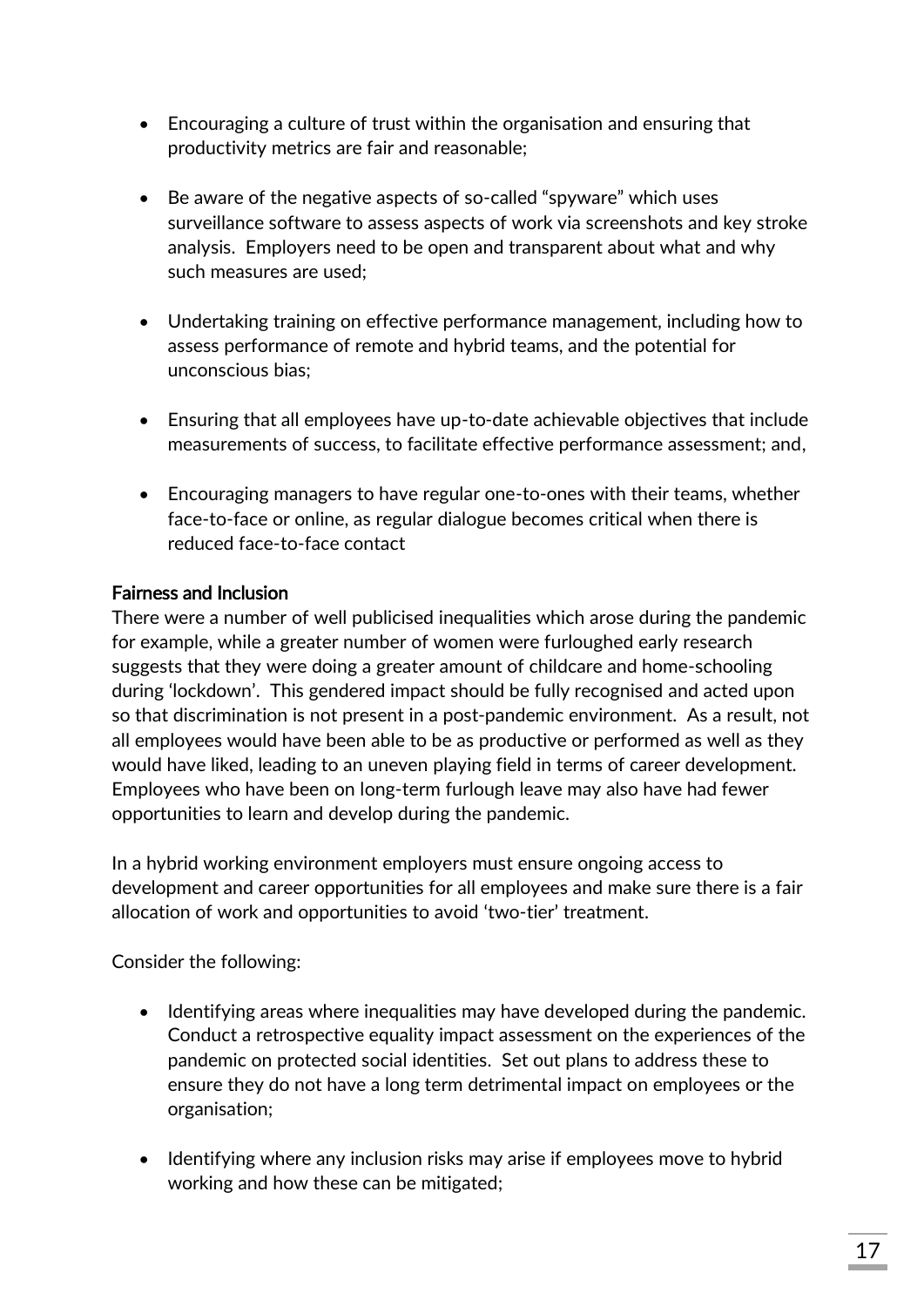- Encouraging a culture of trust within the organisation and ensuring that productivity metrics are fair and reasonable;

- Be aware of the negative aspects of so-called "spyware" which uses surveillance software to assess aspects of work via screenshots and key stroke analysis. Employers need to be open and transparent about what and why such measures are used;

- Undertaking training on effective performance management, including how to assess performance of remote and hybrid teams, and the potential for unconscious bias;

- Ensuring that all employees have up-to-date achievable objectives that include measurements of success, to facilitate effective performance assessment; and,

- Encouraging managers to have regular one-to-ones with their teams, whether face-to-face or online, as regular dialogue becomes critical when there is reduced face-to-face contact

### Fairness and Inclusion

There were a number of well publicised inequalities which arose during the pandemic for example, while a greater number of women were furloughed early research suggests that they were doing a greater amount of childcare and home-schooling during 'lockdown'. This gendered impact should be fully recognised and acted upon so that discrimination is not present in a post-pandemic environment. As a result, not all employees would have been able to be as productive or performed as well as they would have liked, leading to an uneven playing field in terms of career development. Employees who have been on long-term furlough leave may also have had fewer opportunities to learn and develop during the pandemic.

In a hybrid working environment employers must ensure ongoing access to development and career opportunities for all employees and make sure there is a fair allocation of work and opportunities to avoid 'two-tier' treatment.

Consider the following:

- Identifying areas where inequalities may have developed during the pandemic. Conduct a retrospective equality impact assessment on the experiences of the pandemic on protected social identities. Set out plans to address these to ensure they do not have a long term detrimental impact on employees or the organisation;

- Identifying where any inclusion risks may arise if employees move to hybrid working and how these can be mitigated;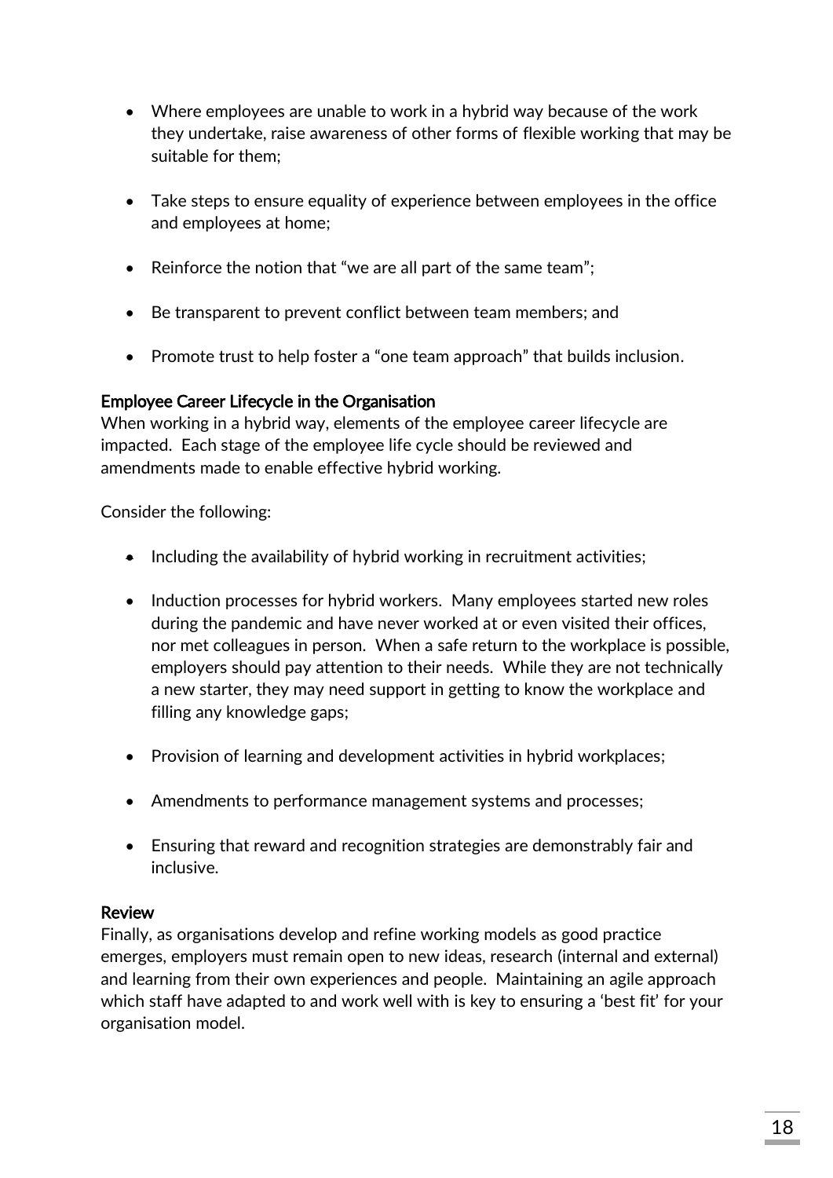- Where employees are unable to work in a hybrid way because of the work they undertake, raise awareness of other forms of flexible working that may be suitable for them;

- Take steps to ensure equality of experience between employees in the office and employees at home;

- Reinforce the notion that "we are all part of the same team";

- Be transparent to prevent conflict between team members; and

- Promote trust to help foster a "one team approach" that builds inclusion.

### Employee Career Lifecycle in the Organisation

When working in a hybrid way, elements of the employee career lifecycle are impacted. Each stage of the employee life cycle should be reviewed and amendments made to enable effective hybrid working.

Consider the following:

- Including the availability of hybrid working in recruitment activities;

- Induction processes for hybrid workers. Many employees started new roles during the pandemic and have never worked at or even visited their offices, nor met colleagues in person. When a safe return to the workplace is possible, employers should pay attention to their needs. While they are not technically a new starter, they may need support in getting to know the workplace and filling any knowledge gaps;

- Provision of learning and development activities in hybrid workplaces;

- Amendments to performance management systems and processes;

- Ensuring that reward and recognition strategies are demonstrably fair and inclusive.

### Review

Finally, as organisations develop and refine working models as good practice emerges, employers must remain open to new ideas, research (internal and external) and learning from their own experiences and people. Maintaining an agile approach which staff have adapted to and work well with is key to ensuring a 'best fit' for your organisation model.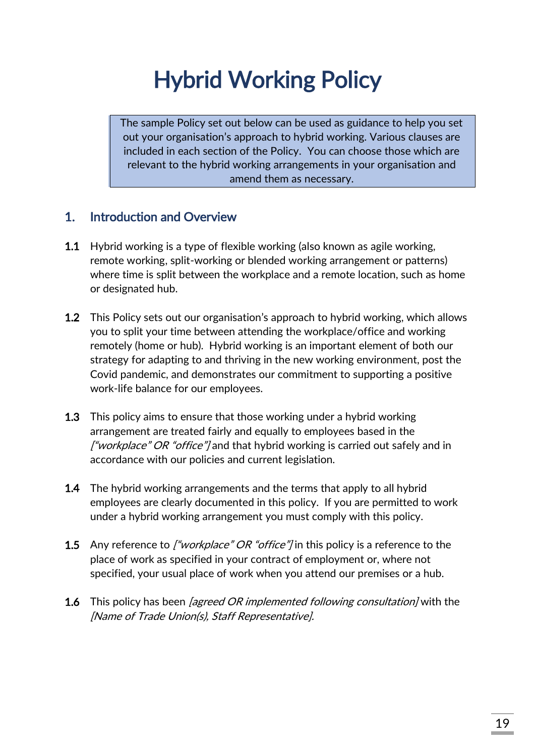# Hybrid Working Policy

> The sample Policy set out below can be used as guidance to help you set out your organisation's approach to hybrid working. Various clauses are included in each section of the Policy. You can choose those which are relevant to the hybrid working arrangements in your organisation and amend them as necessary.

## 1. Introduction and Overview

**1.1** Hybrid working is a type of flexible working (also known as agile working, remote working, split-working or blended working arrangement or patterns) where time is split between the workplace and a remote location, such as home or designated hub.

**1.2** This Policy sets out our organisation's approach to hybrid working, which allows you to split your time between attending the workplace/office and working remotely (home or hub). Hybrid working is an important element of both our strategy for adapting to and thriving in the new working environment, post the Covid pandemic, and demonstrates our commitment to supporting a positive work-life balance for our employees.

**1.3** This policy aims to ensure that those working under a hybrid working arrangement are treated fairly and equally to employees based in the *["workplace" OR "office"]* and that hybrid working is carried out safely and in accordance with our policies and current legislation.

**1.4** The hybrid working arrangements and the terms that apply to all hybrid employees are clearly documented in this policy. If you are permitted to work under a hybrid working arrangement you must comply with this policy.

**1.5** Any reference to *["workplace" OR "office"]* in this policy is a reference to the place of work as specified in your contract of employment or, where not specified, your usual place of work when you attend our premises or a hub.

**1.6** This policy has been *[agreed OR implemented following consultation]* with the *[Name of Trade Union(s), Staff Representative]*.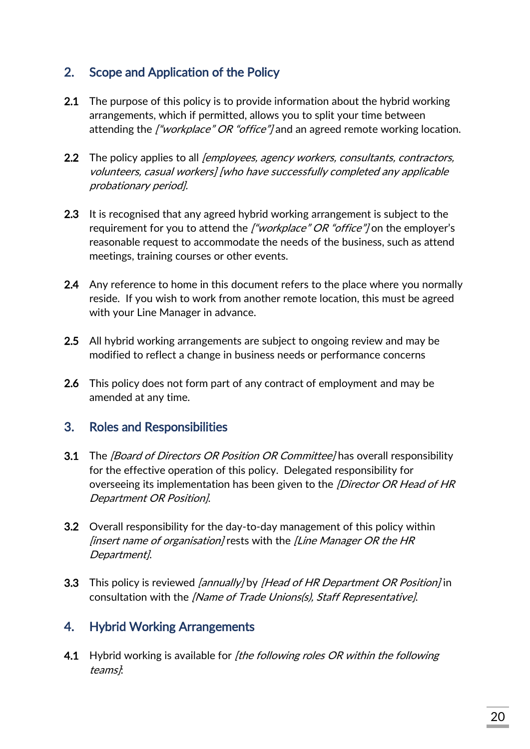## 2. Scope and Application of the Policy

**2.1** The purpose of this policy is to provide information about the hybrid working arrangements, which if permitted, allows you to split your time between attending the *["workplace" OR "office"]* and an agreed remote working location.

**2.2** The policy applies to all *[employees, agency workers, consultants, contractors, volunteers, casual workers] [who have successfully completed any applicable probationary period].*

**2.3** It is recognised that any agreed hybrid working arrangement is subject to the requirement for you to attend the *["workplace" OR "office"]* on the employer's reasonable request to accommodate the needs of the business, such as attend meetings, training courses or other events.

**2.4** Any reference to home in this document refers to the place where you normally reside. If you wish to work from another remote location, this must be agreed with your Line Manager in advance.

**2.5** All hybrid working arrangements are subject to ongoing review and may be modified to reflect a change in business needs or performance concerns

**2.6** This policy does not form part of any contract of employment and may be amended at any time.

## 3. Roles and Responsibilities

**3.1** The *[Board of Directors OR Position OR Committee]* has overall responsibility for the effective operation of this policy. Delegated responsibility for overseeing its implementation has been given to the *[Director OR Head of HR Department OR Position].*

**3.2** Overall responsibility for the day-to-day management of this policy within *[insert name of organisation]* rests with the *[Line Manager OR the HR Department].*

**3.3** This policy is reviewed *[annually]* by *[Head of HR Department OR Position]* in consultation with the *[Name of Trade Unions(s), Staff Representative].*

## 4. Hybrid Working Arrangements

**4.1** Hybrid working is available for *[the following roles OR within the following teams]*: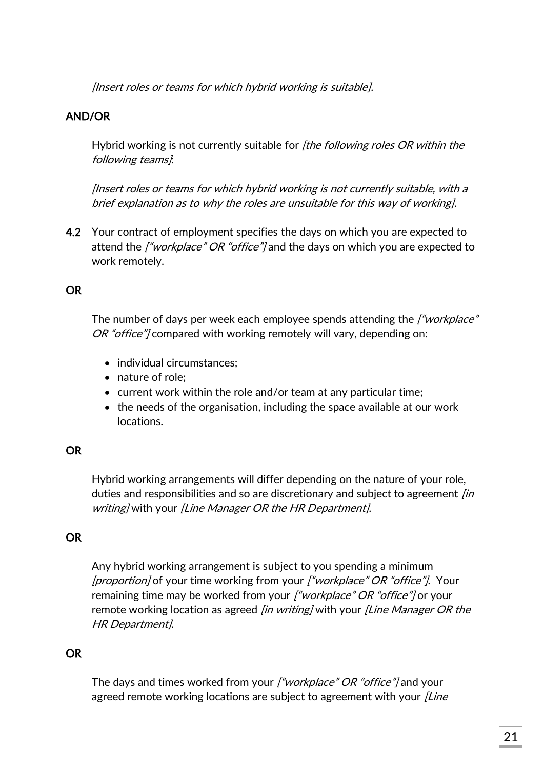*[Insert roles or teams for which hybrid working is suitable]*.

**AND/OR**

Hybrid working is not currently suitable for *[the following roles OR within the following teams]*:

*[Insert roles or teams for which hybrid working is not currently suitable, with a brief explanation as to why the roles are unsuitable for this way of working]*.

**4.2** Your contract of employment specifies the days on which you are expected to attend the *["workplace" OR "office"]* and the days on which you are expected to work remotely.

**OR**

The number of days per week each employee spends attending the *["workplace" OR "office"]* compared with working remotely will vary, depending on:

- individual circumstances;
- nature of role;
- current work within the role and/or team at any particular time;
- the needs of the organisation, including the space available at our work locations.

**OR**

Hybrid working arrangements will differ depending on the nature of your role, duties and responsibilities and so are discretionary and subject to agreement *[in writing]* with your *[Line Manager OR the HR Department]*.

**OR**

Any hybrid working arrangement is subject to you spending a minimum *[proportion]* of your time working from your *["workplace" OR "office"]*. Your remaining time may be worked from your *["workplace" OR "office"]* or your remote working location as agreed *[in writing]* with your *[Line Manager OR the HR Department]*.

**OR**

The days and times worked from your *["workplace" OR "office"]* and your agreed remote working locations are subject to agreement with your *[Line*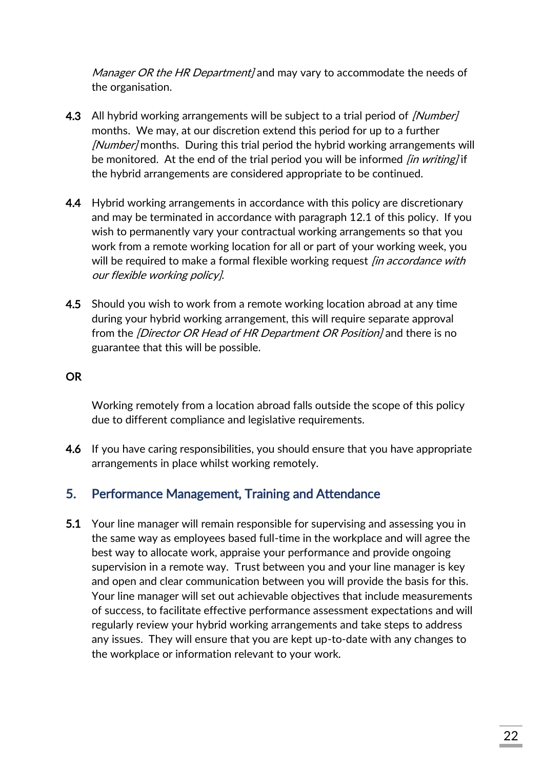*Manager OR the HR Department]* and may vary to accommodate the needs of the organisation.

**4.3** All hybrid working arrangements will be subject to a trial period of *[Number]* months. We may, at our discretion extend this period for up to a further *[Number]* months. During this trial period the hybrid working arrangements will be monitored. At the end of the trial period you will be informed *[in writing]* if the hybrid arrangements are considered appropriate to be continued.

**4.4** Hybrid working arrangements in accordance with this policy are discretionary and may be terminated in accordance with paragraph 12.1 of this policy. If you wish to permanently vary your contractual working arrangements so that you work from a remote working location for all or part of your working week, you will be required to make a formal flexible working request *[in accordance with our flexible working policy]*.

**4.5** Should you wish to work from a remote working location abroad at any time during your hybrid working arrangement, this will require separate approval from the *[Director OR Head of HR Department OR Position]* and there is no guarantee that this will be possible.

**OR**

Working remotely from a location abroad falls outside the scope of this policy due to different compliance and legislative requirements.

**4.6** If you have caring responsibilities, you should ensure that you have appropriate arrangements in place whilst working remotely.

## 5. Performance Management, Training and Attendance

**5.1** Your line manager will remain responsible for supervising and assessing you in the same way as employees based full-time in the workplace and will agree the best way to allocate work, appraise your performance and provide ongoing supervision in a remote way. Trust between you and your line manager is key and open and clear communication between you will provide the basis for this. Your line manager will set out achievable objectives that include measurements of success, to facilitate effective performance assessment expectations and will regularly review your hybrid working arrangements and take steps to address any issues. They will ensure that you are kept up-to-date with any changes to the workplace or information relevant to your work.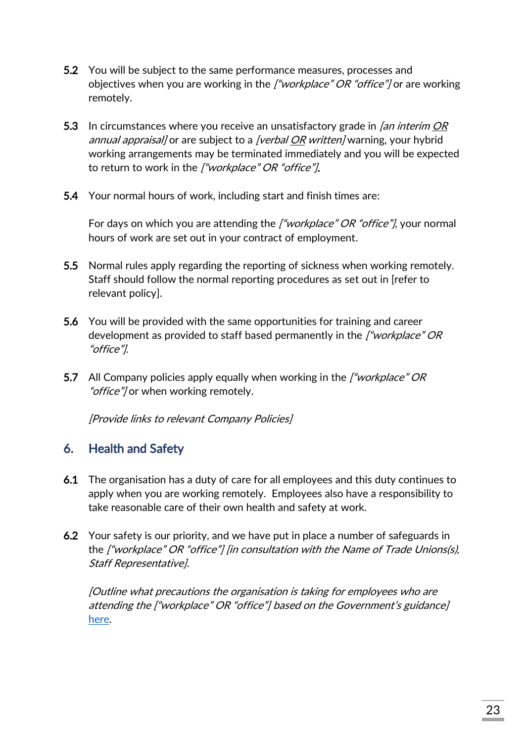**5.2** You will be subject to the same performance measures, processes and objectives when you are working in the *["workplace" OR "office"]* or are working remotely.

**5.3** In circumstances where you receive an unsatisfactory grade in *[an interim OR annual appraisal]* or are subject to a *[verbal OR written]* warning, your hybrid working arrangements may be terminated immediately and you will be expected to return to work in the *["workplace" OR "office"]***.**

**5.4** Your normal hours of work, including start and finish times are:

For days on which you are attending the *["workplace" OR "office"]*, your normal hours of work are set out in your contract of employment.

**5.5** Normal rules apply regarding the reporting of sickness when working remotely. Staff should follow the normal reporting procedures as set out in [refer to relevant policy].

**5.6** You will be provided with the same opportunities for training and career development as provided to staff based permanently in the *["workplace" OR "office"]*.

**5.7** All Company policies apply equally when working in the *["workplace" OR "office"]* or when working remotely.

*[Provide links to relevant Company Policies]*

## 6. Health and Safety

**6.1** The organisation has a duty of care for all employees and this duty continues to apply when you are working remotely. Employees also have a responsibility to take reasonable care of their own health and safety at work.

**6.2** Your safety is our priority, and we have put in place a number of safeguards in the *["workplace" OR "office"] [in consultation with the Name of Trade Unions(s), Staff Representative]*.

*[Outline what precautions the organisation is taking for employees who are attending the ["workplace" OR "office"] based on the Government's guidance]* here.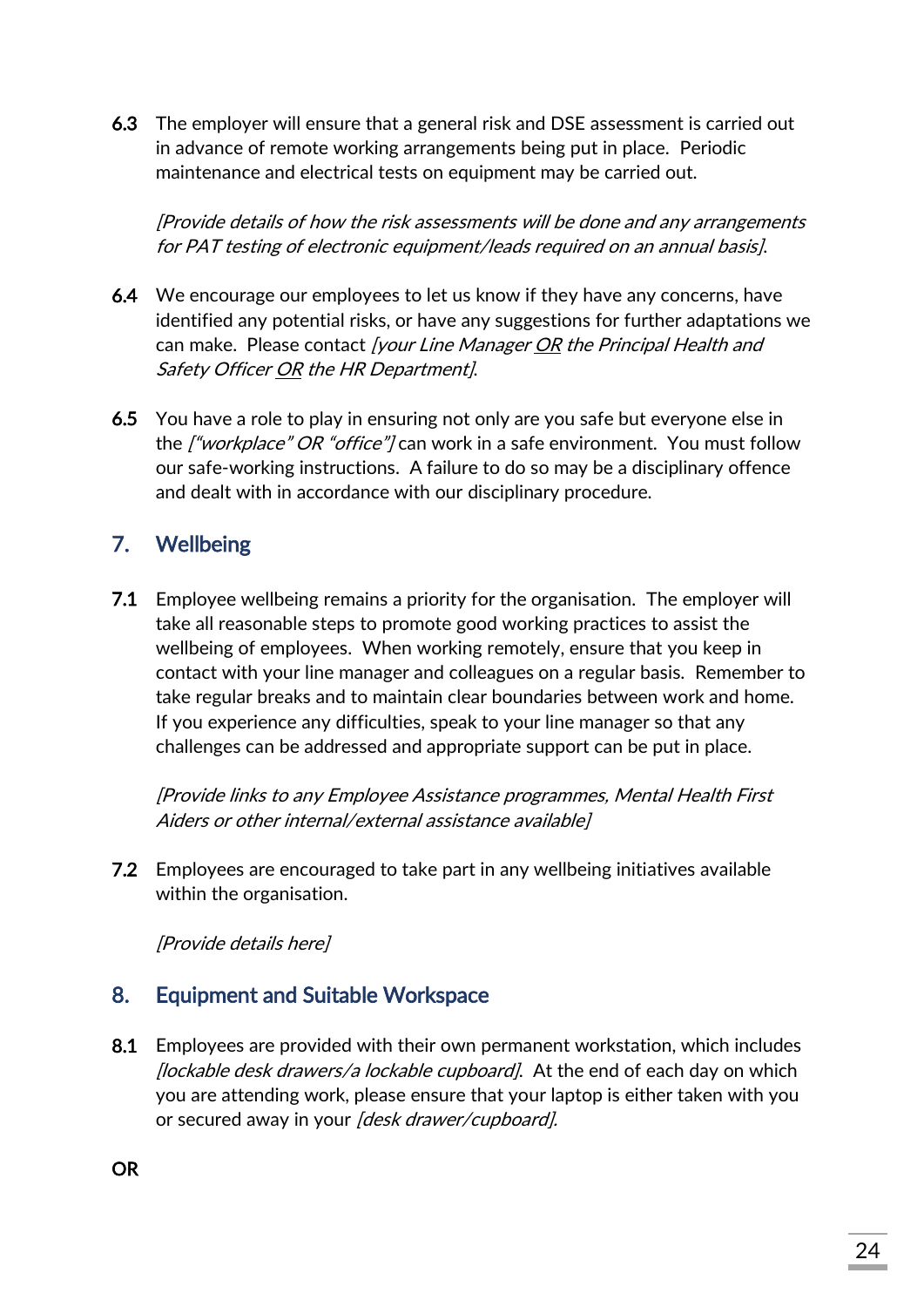**6.3** The employer will ensure that a general risk and DSE assessment is carried out in advance of remote working arrangements being put in place. Periodic maintenance and electrical tests on equipment may be carried out.

*[Provide details of how the risk assessments will be done and any arrangements for PAT testing of electronic equipment/leads required on an annual basis].*

**6.4** We encourage our employees to let us know if they have any concerns, have identified any potential risks, or have any suggestions for further adaptations we can make. Please contact *[your Line Manager <u>OR</u> the Principal Health and Safety Officer <u>OR</u> the HR Department].*

**6.5** You have a role to play in ensuring not only are you safe but everyone else in the *["workplace" OR "office"]* can work in a safe environment. You must follow our safe-working instructions. A failure to do so may be a disciplinary offence and dealt with in accordance with our disciplinary procedure.

## 7. Wellbeing

**7.1** Employee wellbeing remains a priority for the organisation. The employer will take all reasonable steps to promote good working practices to assist the wellbeing of employees. When working remotely, ensure that you keep in contact with your line manager and colleagues on a regular basis. Remember to take regular breaks and to maintain clear boundaries between work and home. If you experience any difficulties, speak to your line manager so that any challenges can be addressed and appropriate support can be put in place.

*[Provide links to any Employee Assistance programmes, Mental Health First Aiders or other internal/external assistance available]*

**7.2** Employees are encouraged to take part in any wellbeing initiatives available within the organisation.

*[Provide details here]*

## 8. Equipment and Suitable Workspace

**8.1** Employees are provided with their own permanent workstation, which includes *[lockable desk drawers/a lockable cupboard].* At the end of each day on which you are attending work, please ensure that your laptop is either taken with you or secured away in your *[desk drawer/cupboard].*

**OR**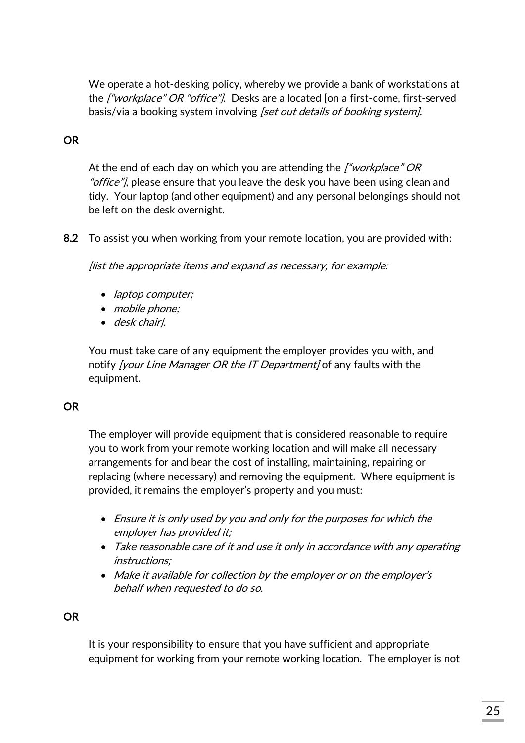We operate a hot-desking policy, whereby we provide a bank of workstations at the *["workplace" OR "office"]*. Desks are allocated [on a first-come, first-served basis/via a booking system involving *[set out details of booking system]*.

**OR**

At the end of each day on which you are attending the *["workplace" OR "office"]*, please ensure that you leave the desk you have been using clean and tidy. Your laptop (and other equipment) and any personal belongings should not be left on the desk overnight.

**8.2** To assist you when working from your remote location, you are provided with:

*[list the appropriate items and expand as necessary, for example:*

- *laptop computer;*
- *mobile phone;*
- *desk chair].*

You must take care of any equipment the employer provides you with, and notify *[your Line Manager <u>OR</u> the IT Department]* of any faults with the equipment.

**OR**

The employer will provide equipment that is considered reasonable to require you to work from your remote working location and will make all necessary arrangements for and bear the cost of installing, maintaining, repairing or replacing (where necessary) and removing the equipment. Where equipment is provided, it remains the employer's property and you must:

- *Ensure it is only used by you and only for the purposes for which the employer has provided it;*
- *Take reasonable care of it and use it only in accordance with any operating instructions;*
- *Make it available for collection by the employer or on the employer's behalf when requested to do so.*

**OR**

It is your responsibility to ensure that you have sufficient and appropriate equipment for working from your remote working location. The employer is not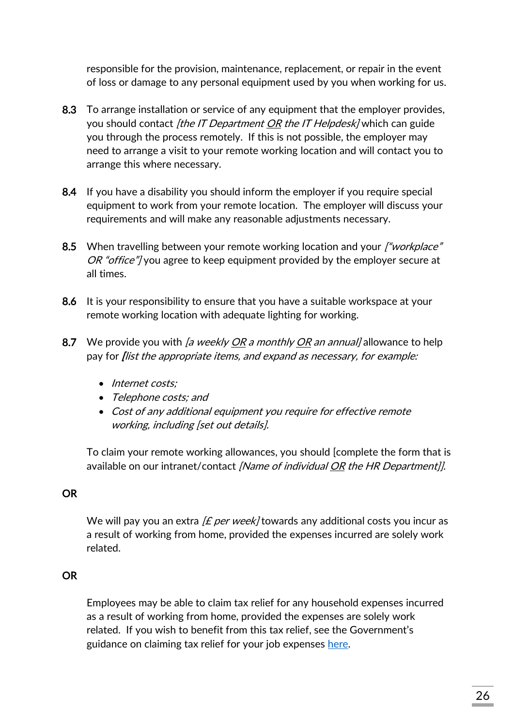responsible for the provision, maintenance, replacement, or repair in the event of loss or damage to any personal equipment used by you when working for us.

**8.3** To arrange installation or service of any equipment that the employer provides, you should contact *[the IT Department OR the IT Helpdesk]* which can guide you through the process remotely. If this is not possible, the employer may need to arrange a visit to your remote working location and will contact you to arrange this where necessary.

**8.4** If you have a disability you should inform the employer if you require special equipment to work from your remote location. The employer will discuss your requirements and will make any reasonable adjustments necessary.

**8.5** When travelling between your remote working location and your *["workplace" OR "office"]* you agree to keep equipment provided by the employer secure at all times.

**8.6** It is your responsibility to ensure that you have a suitable workspace at your remote working location with adequate lighting for working.

**8.7** We provide you with *[a weekly OR a monthly OR an annual]* allowance to help pay for ***[****list the appropriate items, and expand as necessary, for example:*

- *Internet costs;*
- *Telephone costs; and*
- *Cost of any additional equipment you require for effective remote working, including [set out details].*

To claim your remote working allowances, you should [complete the form that is available on our intranet/contact *[Name of individual OR the HR Department]].*

**OR**

We will pay you an extra *[£ per week]* towards any additional costs you incur as a result of working from home, provided the expenses incurred are solely work related.

**OR**

Employees may be able to claim tax relief for any household expenses incurred as a result of working from home, provided the expenses are solely work related. If you wish to benefit from this tax relief, see the Government's guidance on claiming tax relief for your job expenses here.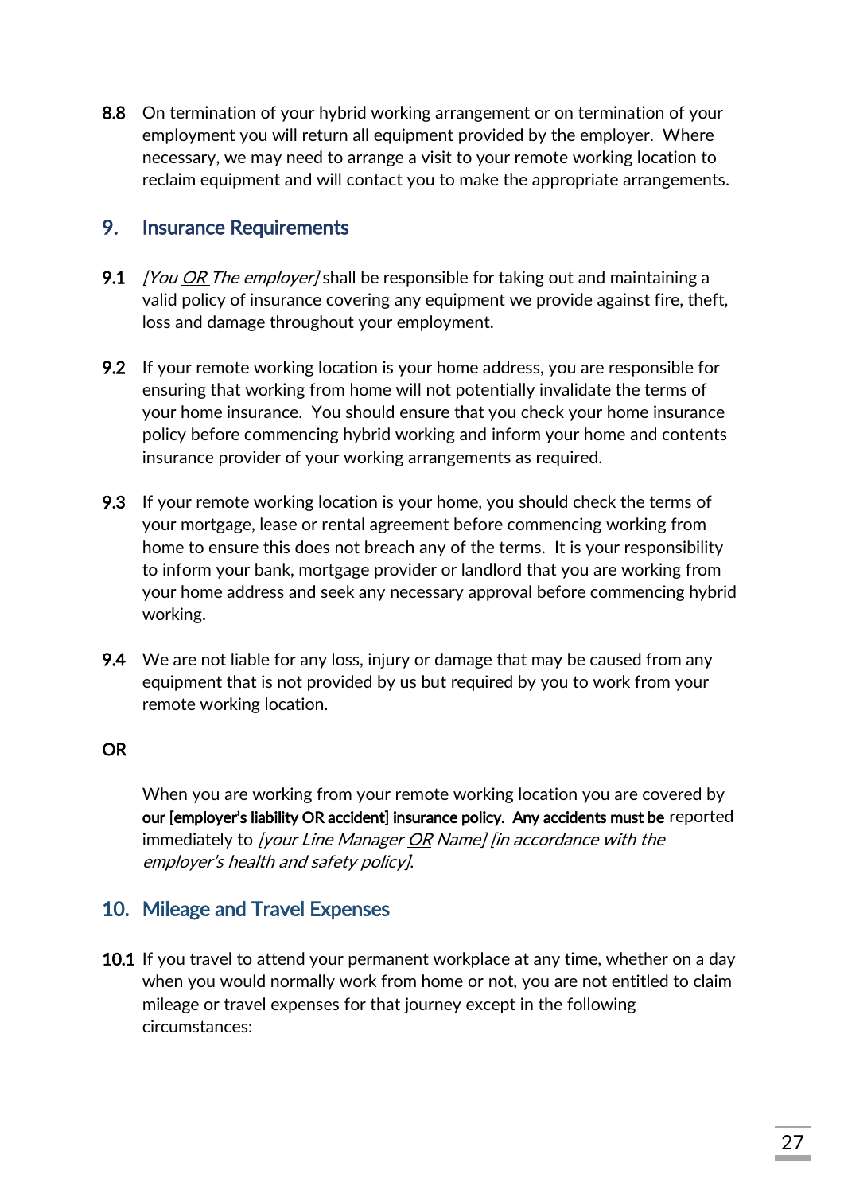**8.8** On termination of your hybrid working arrangement or on termination of your employment you will return all equipment provided by the employer. Where necessary, we may need to arrange a visit to your remote working location to reclaim equipment and will contact you to make the appropriate arrangements.

## 9. Insurance Requirements

**9.1** *[You OR The employer]* shall be responsible for taking out and maintaining a valid policy of insurance covering any equipment we provide against fire, theft, loss and damage throughout your employment.

**9.2** If your remote working location is your home address, you are responsible for ensuring that working from home will not potentially invalidate the terms of your home insurance. You should ensure that you check your home insurance policy before commencing hybrid working and inform your home and contents insurance provider of your working arrangements as required.

**9.3** If your remote working location is your home, you should check the terms of your mortgage, lease or rental agreement before commencing working from home to ensure this does not breach any of the terms. It is your responsibility to inform your bank, mortgage provider or landlord that you are working from your home address and seek any necessary approval before commencing hybrid working.

**9.4** We are not liable for any loss, injury or damage that may be caused from any equipment that is not provided by us but required by you to work from your remote working location.

**OR**

When you are working from your remote working location you are covered by our [employer's liability OR accident] insurance policy. Any accidents must be reported immediately to *[your Line Manager OR Name] [in accordance with the employer's health and safety policy]*.

## 10. Mileage and Travel Expenses

**10.1** If you travel to attend your permanent workplace at any time, whether on a day when you would normally work from home or not, you are not entitled to claim mileage or travel expenses for that journey except in the following circumstances: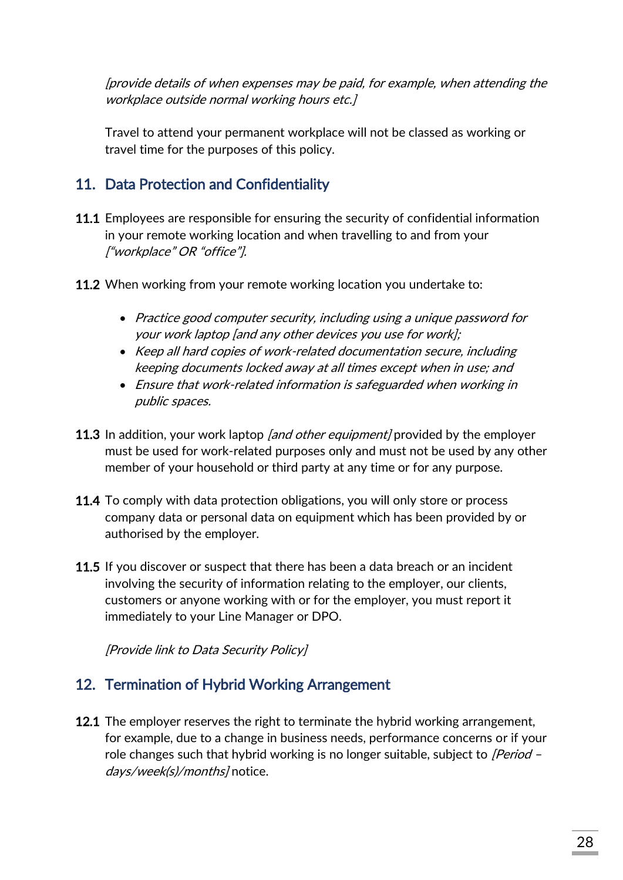*[provide details of when expenses may be paid, for example, when attending the workplace outside normal working hours etc.]*

Travel to attend your permanent workplace will not be classed as working or travel time for the purposes of this policy.

## 11. Data Protection and Confidentiality

**11.1** Employees are responsible for ensuring the security of confidential information in your remote working location and when travelling to and from your *["workplace" OR "office"]*.

**11.2** When working from your remote working location you undertake to:

- *Practice good computer security, including using a unique password for your work laptop [and any other devices you use for work];*
- *Keep all hard copies of work-related documentation secure, including keeping documents locked away at all times except when in use; and*
- *Ensure that work-related information is safeguarded when working in public spaces.*

**11.3** In addition, your work laptop *[and other equipment]* provided by the employer must be used for work-related purposes only and must not be used by any other member of your household or third party at any time or for any purpose.

**11.4** To comply with data protection obligations, you will only store or process company data or personal data on equipment which has been provided by or authorised by the employer.

**11.5** If you discover or suspect that there has been a data breach or an incident involving the security of information relating to the employer, our clients, customers or anyone working with or for the employer, you must report it immediately to your Line Manager or DPO.

*[Provide link to Data Security Policy]*

## 12. Termination of Hybrid Working Arrangement

**12.1** The employer reserves the right to terminate the hybrid working arrangement, for example, due to a change in business needs, performance concerns or if your role changes such that hybrid working is no longer suitable, subject to *[Period – days/week(s)/months]* notice.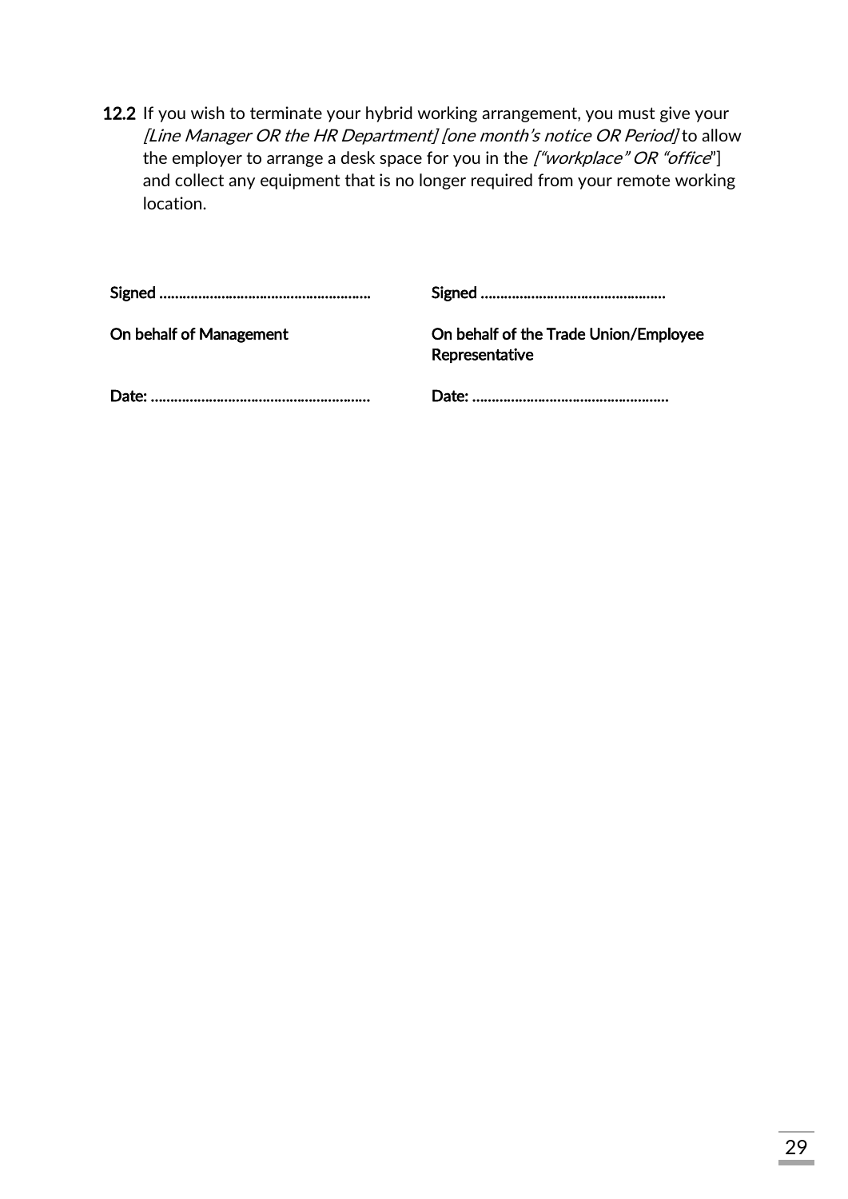**12.2** If you wish to terminate your hybrid working arrangement, you must give your *[Line Manager OR the HR Department] [one month's notice OR Period]* to allow the employer to arrange a desk space for you in the *["workplace" OR "office"]* and collect any equipment that is no longer required from your remote working location.

| | |
|---|---|
| Signed ……………………………………………… | Signed ……………………………………… |
| On behalf of Management | On behalf of the Trade Union/Employee Representative |
| Date: ……………………………………………… | Date: ……………………………………… |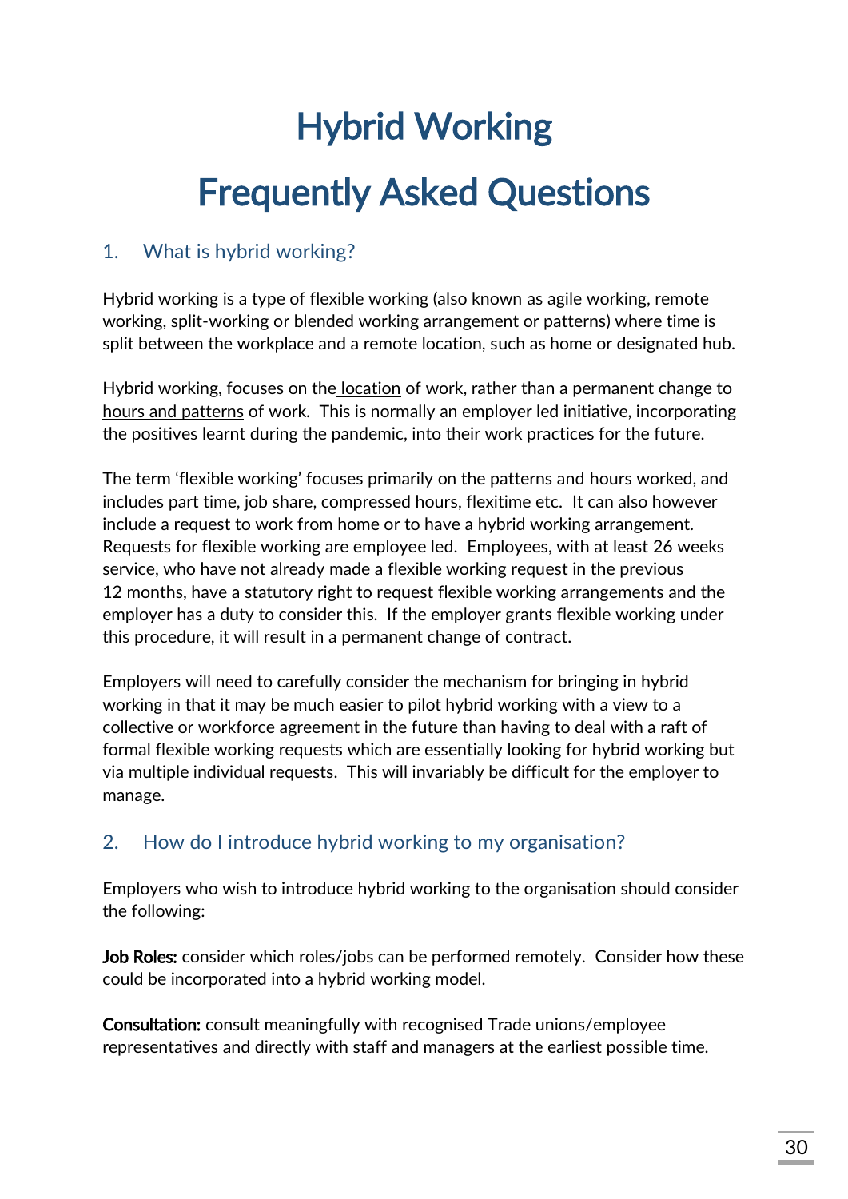# Hybrid Working

# Frequently Asked Questions

## 1. What is hybrid working?

Hybrid working is a type of flexible working (also known as agile working, remote working, split-working or blended working arrangement or patterns) where time is split between the workplace and a remote location, such as home or designated hub.

Hybrid working, focuses on the <u>location</u> of work, rather than a permanent change to <u>hours and patterns</u> of work. This is normally an employer led initiative, incorporating the positives learnt during the pandemic, into their work practices for the future.

The term 'flexible working' focuses primarily on the patterns and hours worked, and includes part time, job share, compressed hours, flexitime etc. It can also however include a request to work from home or to have a hybrid working arrangement. Requests for flexible working are employee led. Employees, with at least 26 weeks service, who have not already made a flexible working request in the previous 12 months, have a statutory right to request flexible working arrangements and the employer has a duty to consider this. If the employer grants flexible working under this procedure, it will result in a permanent change of contract.

Employers will need to carefully consider the mechanism for bringing in hybrid working in that it may be much easier to pilot hybrid working with a view to a collective or workforce agreement in the future than having to deal with a raft of formal flexible working requests which are essentially looking for hybrid working but via multiple individual requests. This will invariably be difficult for the employer to manage.

## 2. How do I introduce hybrid working to my organisation?

Employers who wish to introduce hybrid working to the organisation should consider the following:

**Job Roles:** consider which roles/jobs can be performed remotely. Consider how these could be incorporated into a hybrid working model.

**Consultation:** consult meaningfully with recognised Trade unions/employee representatives and directly with staff and managers at the earliest possible time.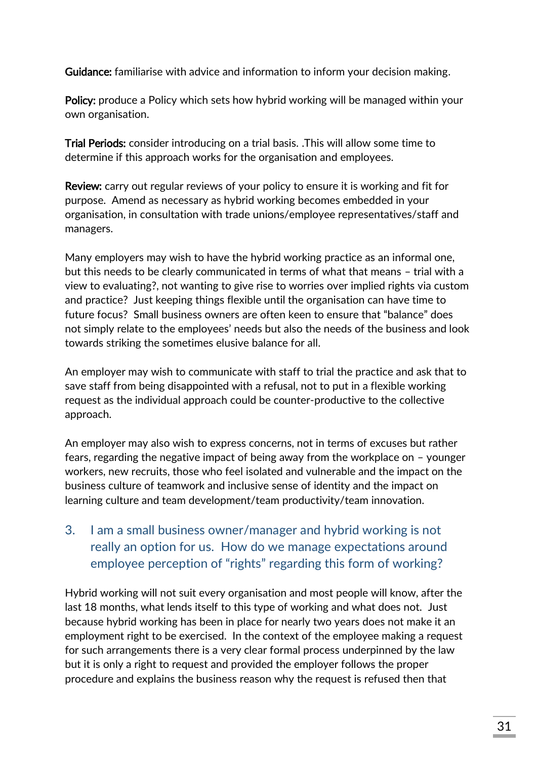**Guidance:** familiarise with advice and information to inform your decision making.

**Policy:** produce a Policy which sets how hybrid working will be managed within your own organisation.

**Trial Periods:** consider introducing on a trial basis. .This will allow some time to determine if this approach works for the organisation and employees.

**Review:** carry out regular reviews of your policy to ensure it is working and fit for purpose. Amend as necessary as hybrid working becomes embedded in your organisation, in consultation with trade unions/employee representatives/staff and managers.

Many employers may wish to have the hybrid working practice as an informal one, but this needs to be clearly communicated in terms of what that means – trial with a view to evaluating?, not wanting to give rise to worries over implied rights via custom and practice? Just keeping things flexible until the organisation can have time to future focus? Small business owners are often keen to ensure that "balance" does not simply relate to the employees' needs but also the needs of the business and look towards striking the sometimes elusive balance for all.

An employer may wish to communicate with staff to trial the practice and ask that to save staff from being disappointed with a refusal, not to put in a flexible working request as the individual approach could be counter-productive to the collective approach.

An employer may also wish to express concerns, not in terms of excuses but rather fears, regarding the negative impact of being away from the workplace on – younger workers, new recruits, those who feel isolated and vulnerable and the impact on the business culture of teamwork and inclusive sense of identity and the impact on learning culture and team development/team productivity/team innovation.

### 3. I am a small business owner/manager and hybrid working is not really an option for us. How do we manage expectations around employee perception of "rights" regarding this form of working?

Hybrid working will not suit every organisation and most people will know, after the last 18 months, what lends itself to this type of working and what does not. Just because hybrid working has been in place for nearly two years does not make it an employment right to be exercised. In the context of the employee making a request for such arrangements there is a very clear formal process underpinned by the law but it is only a right to request and provided the employer follows the proper procedure and explains the business reason why the request is refused then that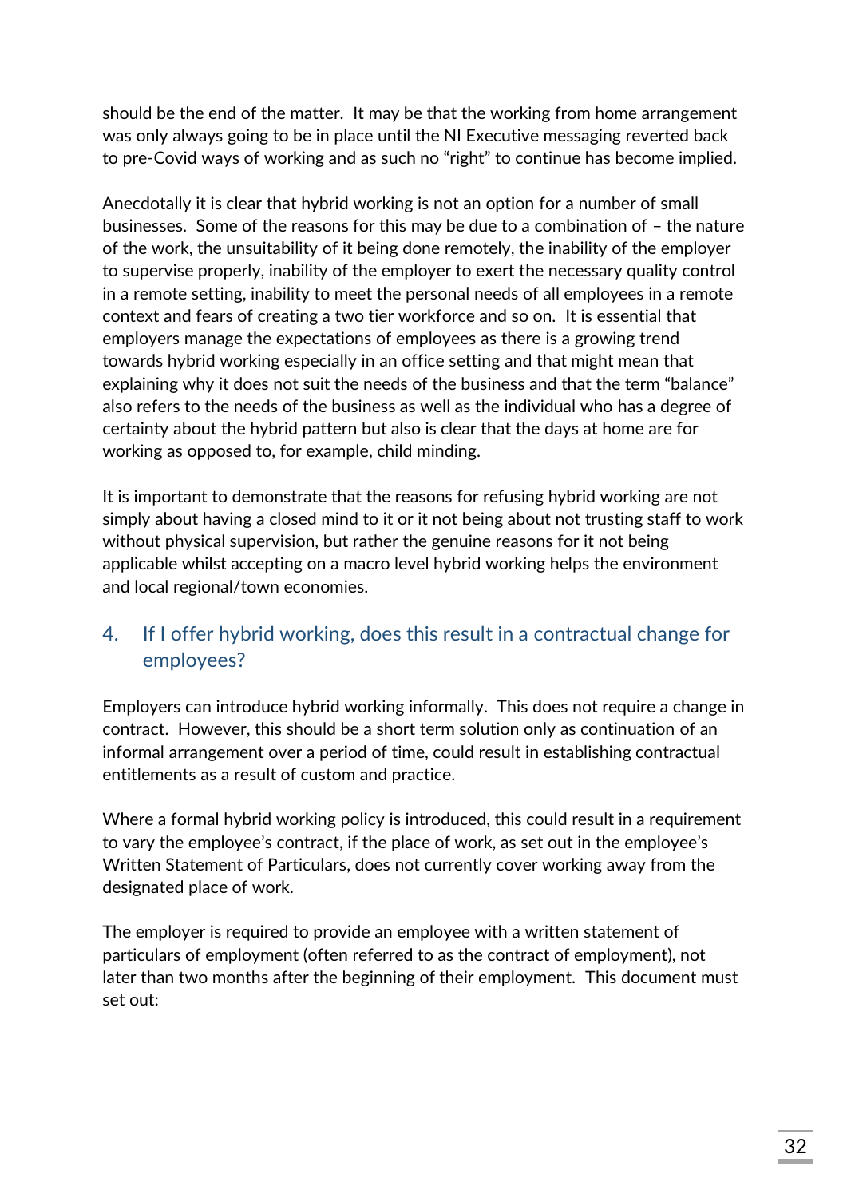should be the end of the matter. It may be that the working from home arrangement was only always going to be in place until the NI Executive messaging reverted back to pre-Covid ways of working and as such no "right" to continue has become implied.

Anecdotally it is clear that hybrid working is not an option for a number of small businesses. Some of the reasons for this may be due to a combination of – the nature of the work, the unsuitability of it being done remotely, the inability of the employer to supervise properly, inability of the employer to exert the necessary quality control in a remote setting, inability to meet the personal needs of all employees in a remote context and fears of creating a two tier workforce and so on. It is essential that employers manage the expectations of employees as there is a growing trend towards hybrid working especially in an office setting and that might mean that explaining why it does not suit the needs of the business and that the term "balance" also refers to the needs of the business as well as the individual who has a degree of certainty about the hybrid pattern but also is clear that the days at home are for working as opposed to, for example, child minding.

It is important to demonstrate that the reasons for refusing hybrid working are not simply about having a closed mind to it or it not being about not trusting staff to work without physical supervision, but rather the genuine reasons for it not being applicable whilst accepting on a macro level hybrid working helps the environment and local regional/town economies.

## 4. If I offer hybrid working, does this result in a contractual change for employees?

Employers can introduce hybrid working informally. This does not require a change in contract. However, this should be a short term solution only as continuation of an informal arrangement over a period of time, could result in establishing contractual entitlements as a result of custom and practice.

Where a formal hybrid working policy is introduced, this could result in a requirement to vary the employee's contract, if the place of work, as set out in the employee's Written Statement of Particulars, does not currently cover working away from the designated place of work.

The employer is required to provide an employee with a written statement of particulars of employment (often referred to as the contract of employment), not later than two months after the beginning of their employment. This document must set out: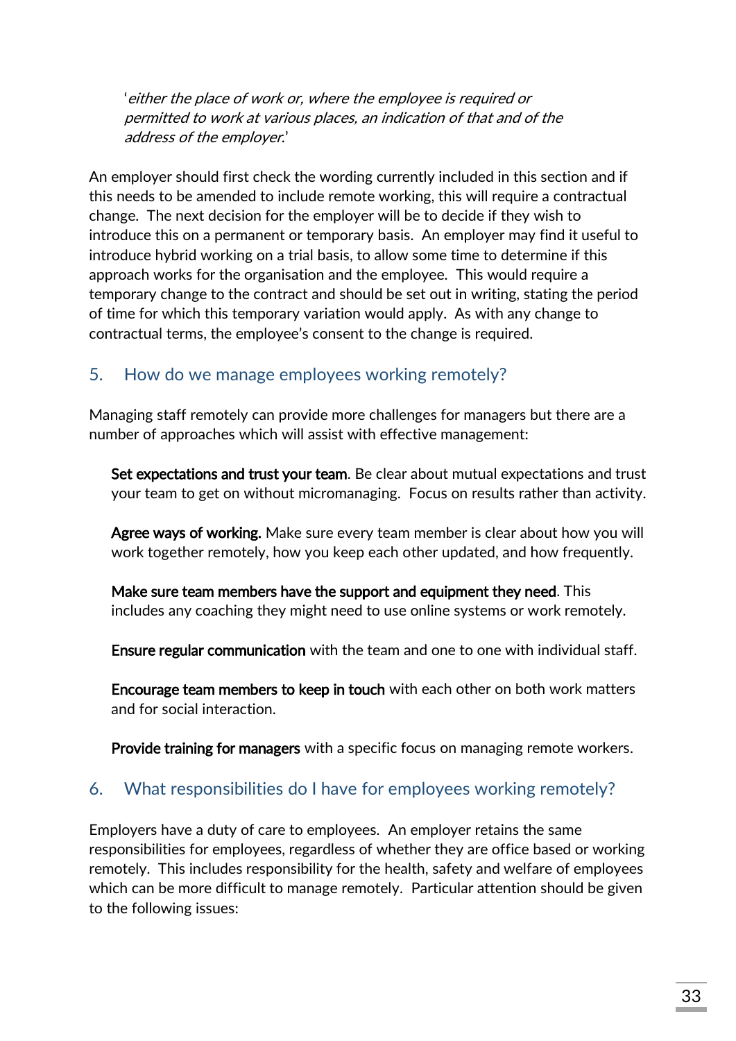'*either the place of work or, where the employee is required or permitted to work at various places, an indication of that and of the address of the employer.*'

An employer should first check the wording currently included in this section and if this needs to be amended to include remote working, this will require a contractual change. The next decision for the employer will be to decide if they wish to introduce this on a permanent or temporary basis. An employer may find it useful to introduce hybrid working on a trial basis, to allow some time to determine if this approach works for the organisation and the employee. This would require a temporary change to the contract and should be set out in writing, stating the period of time for which this temporary variation would apply. As with any change to contractual terms, the employee's consent to the change is required.

## 5. How do we manage employees working remotely?

Managing staff remotely can provide more challenges for managers but there are a number of approaches which will assist with effective management:

**Set expectations and trust your team**. Be clear about mutual expectations and trust your team to get on without micromanaging. Focus on results rather than activity.

**Agree ways of working.** Make sure every team member is clear about how you will work together remotely, how you keep each other updated, and how frequently.

**Make sure team members have the support and equipment they need**. This includes any coaching they might need to use online systems or work remotely.

**Ensure regular communication** with the team and one to one with individual staff.

**Encourage team members to keep in touch** with each other on both work matters and for social interaction.

**Provide training for managers** with a specific focus on managing remote workers.

## 6. What responsibilities do I have for employees working remotely?

Employers have a duty of care to employees. An employer retains the same responsibilities for employees, regardless of whether they are office based or working remotely. This includes responsibility for the health, safety and welfare of employees which can be more difficult to manage remotely. Particular attention should be given to the following issues: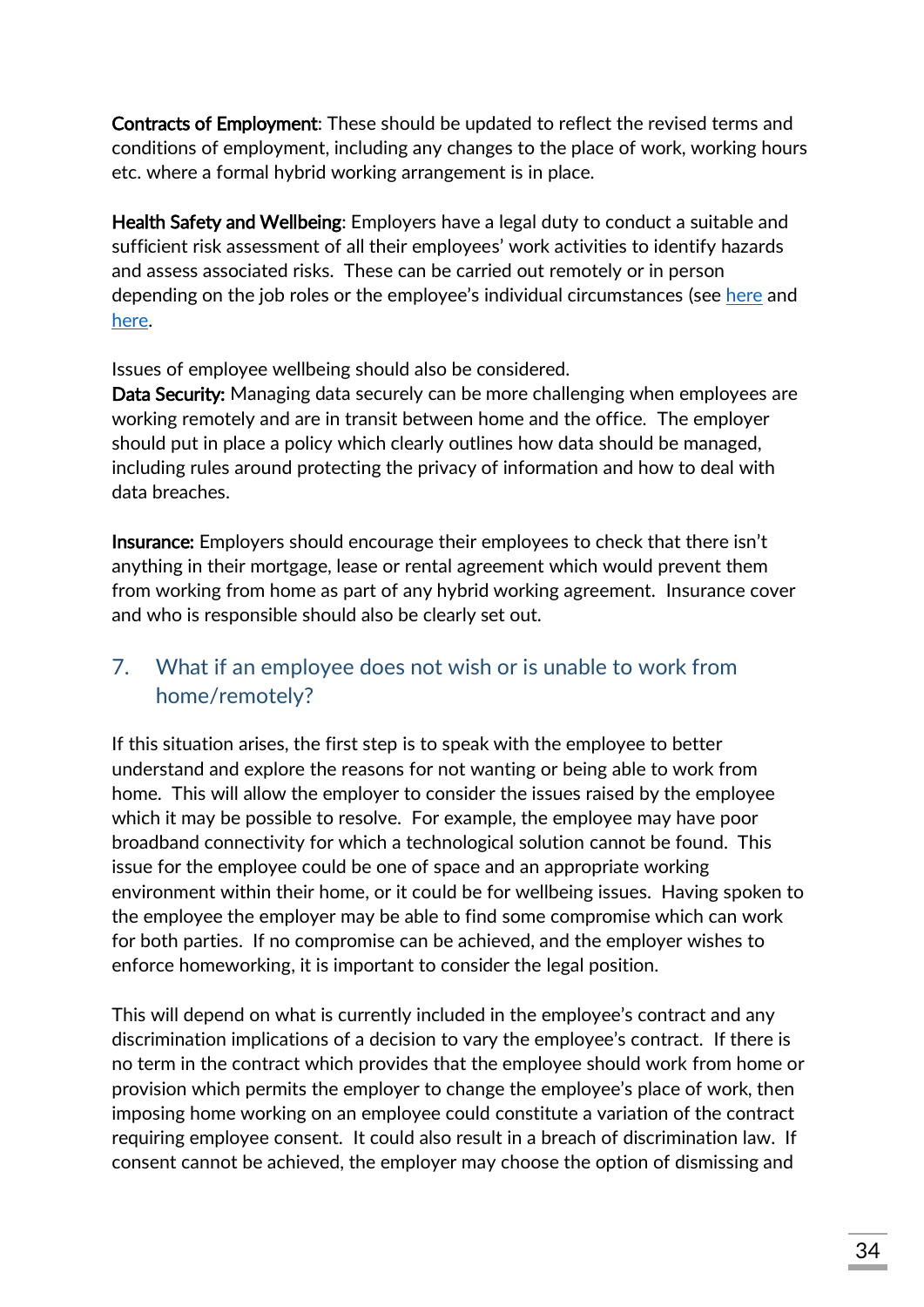**Contracts of Employment**: These should be updated to reflect the revised terms and conditions of employment, including any changes to the place of work, working hours etc. where a formal hybrid working arrangement is in place.

**Health Safety and Wellbeing**: Employers have a legal duty to conduct a suitable and sufficient risk assessment of all their employees' work activities to identify hazards and assess associated risks. These can be carried out remotely or in person depending on the job roles or the employee's individual circumstances (see here and here.

Issues of employee wellbeing should also be considered.

**Data Security:** Managing data securely can be more challenging when employees are working remotely and are in transit between home and the office. The employer should put in place a policy which clearly outlines how data should be managed, including rules around protecting the privacy of information and how to deal with data breaches.

**Insurance:** Employers should encourage their employees to check that there isn't anything in their mortgage, lease or rental agreement which would prevent them from working from home as part of any hybrid working agreement. Insurance cover and who is responsible should also be clearly set out.

## 7. What if an employee does not wish or is unable to work from home/remotely?

If this situation arises, the first step is to speak with the employee to better understand and explore the reasons for not wanting or being able to work from home. This will allow the employer to consider the issues raised by the employee which it may be possible to resolve. For example, the employee may have poor broadband connectivity for which a technological solution cannot be found. This issue for the employee could be one of space and an appropriate working environment within their home, or it could be for wellbeing issues. Having spoken to the employee the employer may be able to find some compromise which can work for both parties. If no compromise can be achieved, and the employer wishes to enforce homeworking, it is important to consider the legal position.

This will depend on what is currently included in the employee's contract and any discrimination implications of a decision to vary the employee's contract. If there is no term in the contract which provides that the employee should work from home or provision which permits the employer to change the employee's place of work, then imposing home working on an employee could constitute a variation of the contract requiring employee consent. It could also result in a breach of discrimination law. If consent cannot be achieved, the employer may choose the option of dismissing and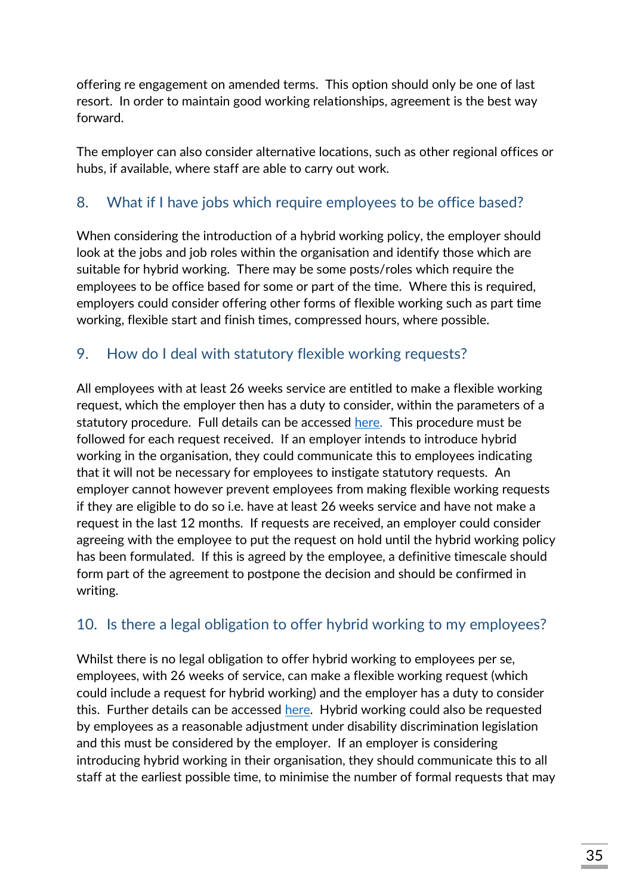offering re engagement on amended terms. This option should only be one of last resort. In order to maintain good working relationships, agreement is the best way forward.

The employer can also consider alternative locations, such as other regional offices or hubs, if available, where staff are able to carry out work.

## 8. What if I have jobs which require employees to be office based?

When considering the introduction of a hybrid working policy, the employer should look at the jobs and job roles within the organisation and identify those which are suitable for hybrid working. There may be some posts/roles which require the employees to be office based for some or part of the time. Where this is required, employers could consider offering other forms of flexible working such as part time working, flexible start and finish times, compressed hours, where possible.

## 9. How do I deal with statutory flexible working requests?

All employees with at least 26 weeks service are entitled to make a flexible working request, which the employer then has a duty to consider, within the parameters of a statutory procedure. Full details can be accessed here. This procedure must be followed for each request received. If an employer intends to introduce hybrid working in the organisation, they could communicate this to employees indicating that it will not be necessary for employees to instigate statutory requests. An employer cannot however prevent employees from making flexible working requests if they are eligible to do so i.e. have at least 26 weeks service and have not make a request in the last 12 months. If requests are received, an employer could consider agreeing with the employee to put the request on hold until the hybrid working policy has been formulated. If this is agreed by the employee, a definitive timescale should form part of the agreement to postpone the decision and should be confirmed in writing.

## 10. Is there a legal obligation to offer hybrid working to my employees?

Whilst there is no legal obligation to offer hybrid working to employees per se, employees, with 26 weeks of service, can make a flexible working request (which could include a request for hybrid working) and the employer has a duty to consider this. Further details can be accessed here. Hybrid working could also be requested by employees as a reasonable adjustment under disability discrimination legislation and this must be considered by the employer. If an employer is considering introducing hybrid working in their organisation, they should communicate this to all staff at the earliest possible time, to minimise the number of formal requests that may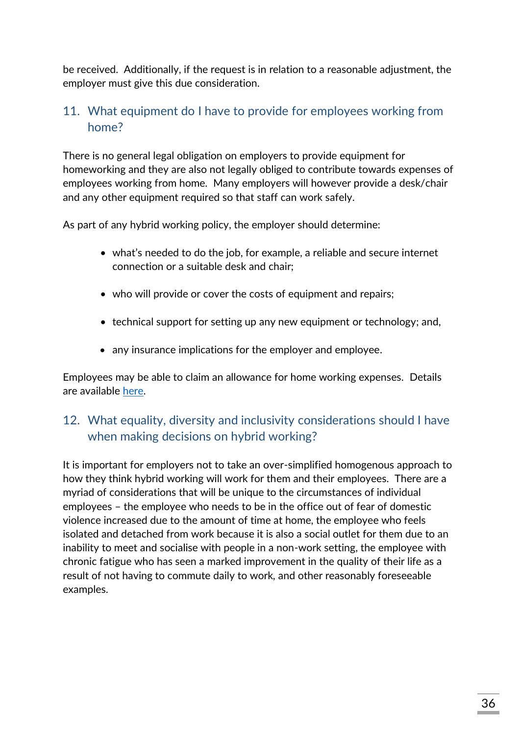be received. Additionally, if the request is in relation to a reasonable adjustment, the employer must give this due consideration.

## 11. What equipment do I have to provide for employees working from home?

There is no general legal obligation on employers to provide equipment for homeworking and they are also not legally obliged to contribute towards expenses of employees working from home. Many employers will however provide a desk/chair and any other equipment required so that staff can work safely.

As part of any hybrid working policy, the employer should determine:

- what's needed to do the job, for example, a reliable and secure internet connection or a suitable desk and chair;
- who will provide or cover the costs of equipment and repairs;
- technical support for setting up any new equipment or technology; and,
- any insurance implications for the employer and employee.

Employees may be able to claim an allowance for home working expenses. Details are available here.

## 12. What equality, diversity and inclusivity considerations should I have when making decisions on hybrid working?

It is important for employers not to take an over-simplified homogenous approach to how they think hybrid working will work for them and their employees. There are a myriad of considerations that will be unique to the circumstances of individual employees – the employee who needs to be in the office out of fear of domestic violence increased due to the amount of time at home, the employee who feels isolated and detached from work because it is also a social outlet for them due to an inability to meet and socialise with people in a non-work setting, the employee with chronic fatigue who has seen a marked improvement in the quality of their life as a result of not having to commute daily to work, and other reasonably foreseeable examples.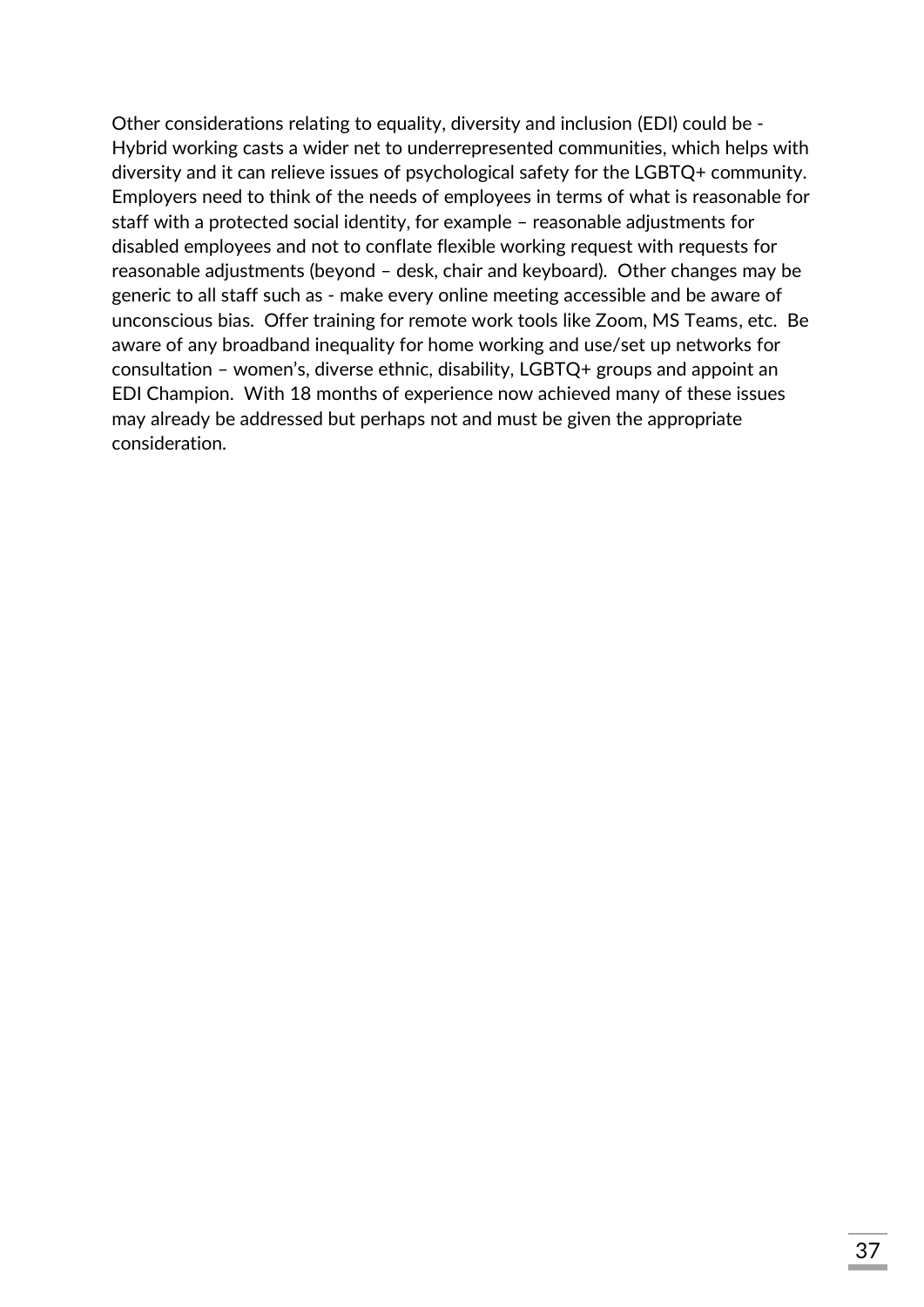Other considerations relating to equality, diversity and inclusion (EDI) could be - Hybrid working casts a wider net to underrepresented communities, which helps with diversity and it can relieve issues of psychological safety for the LGBTQ+ community. Employers need to think of the needs of employees in terms of what is reasonable for staff with a protected social identity, for example – reasonable adjustments for disabled employees and not to conflate flexible working request with requests for reasonable adjustments (beyond – desk, chair and keyboard). Other changes may be generic to all staff such as - make every online meeting accessible and be aware of unconscious bias. Offer training for remote work tools like Zoom, MS Teams, etc. Be aware of any broadband inequality for home working and use/set up networks for consultation – women's, diverse ethnic, disability, LGBTQ+ groups and appoint an EDI Champion. With 18 months of experience now achieved many of these issues may already be addressed but perhaps not and must be given the appropriate consideration.